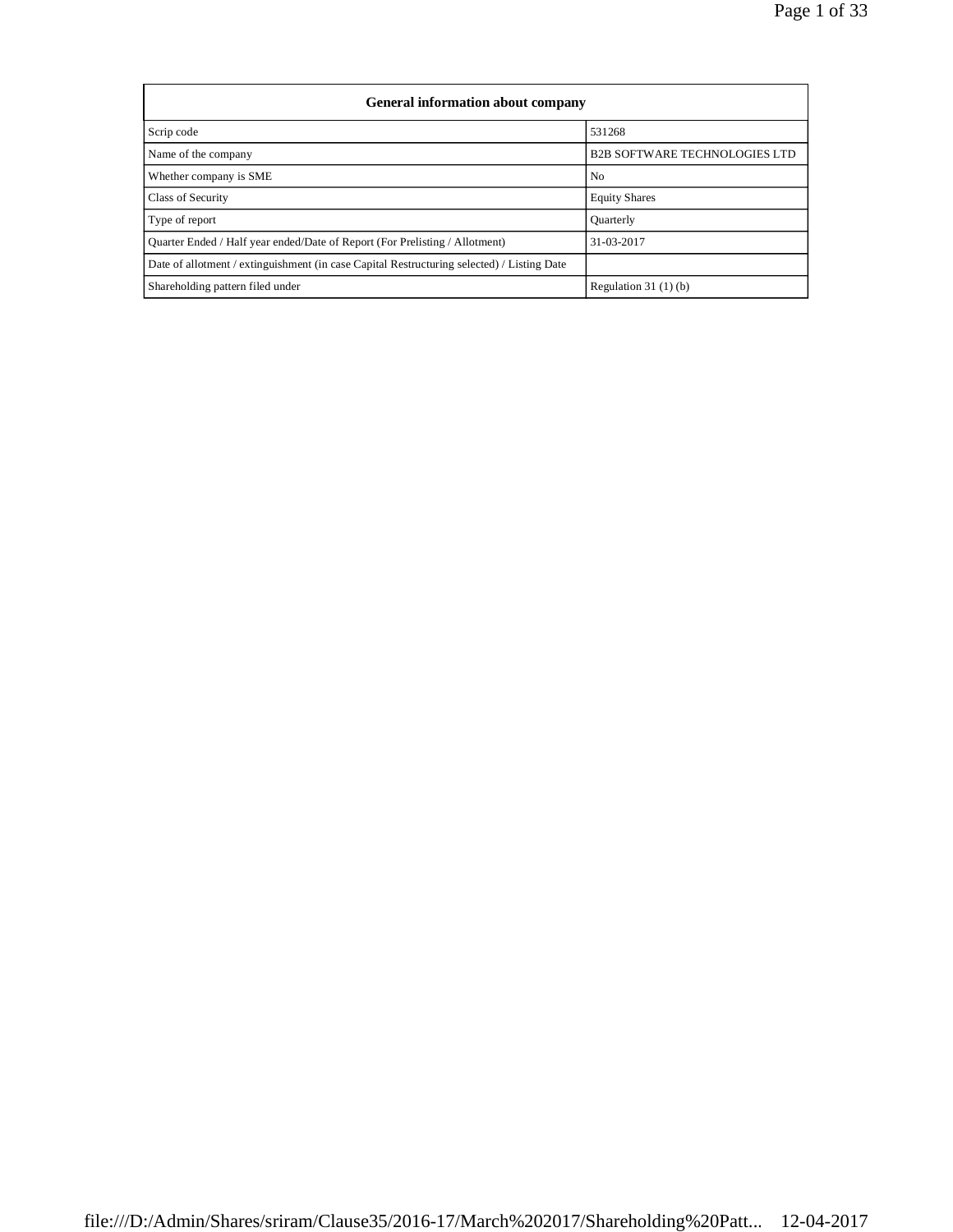| General information about company | |
|---|---|
| Scrip code | 531268 |
| Name of the company | B2B SOFTWARE TECHNOLOGIES LTD |
| Whether company is SME | No |
| Class of Security | Equity Shares |
| Type of report | Quarterly |
| Quarter Ended / Half year ended/Date of Report (For Prelisting / Allotment) | 31-03-2017 |
| Date of allotment / extinguishment (in case Capital Restructuring selected) / Listing Date | |
| Shareholding pattern filed under | Regulation 31 (1) (b) |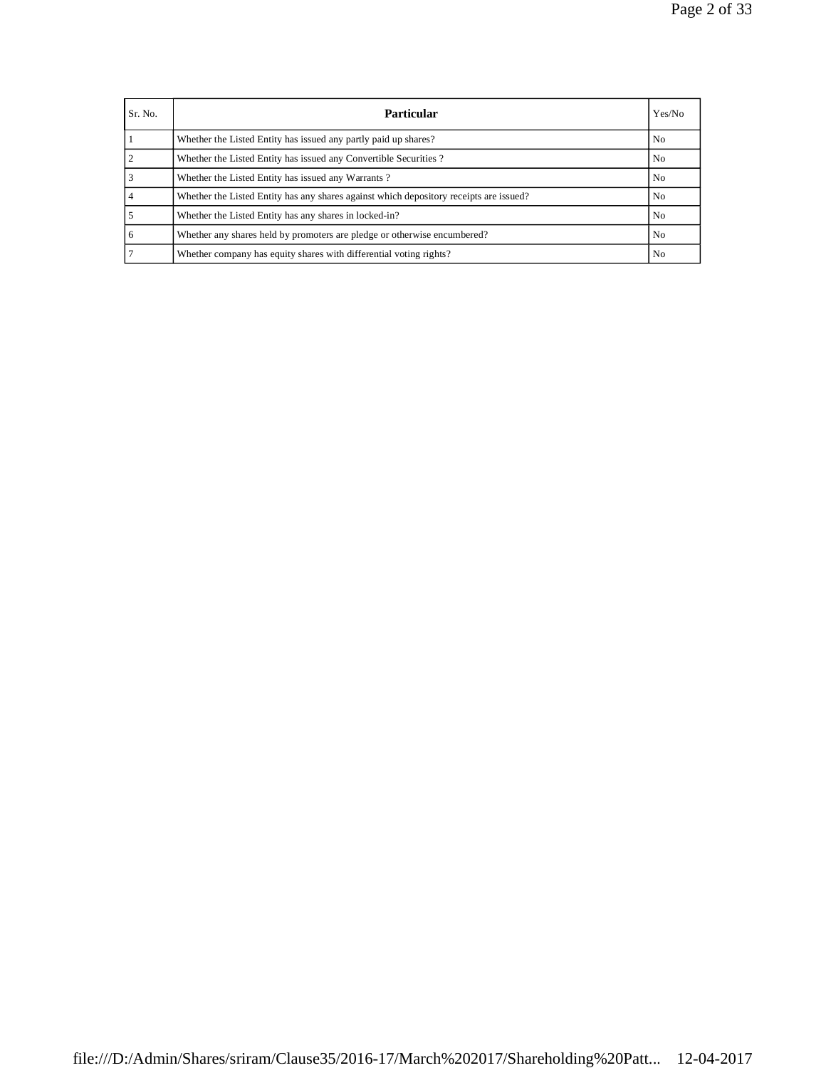| Sr. No. | Particular | Yes/No |
| --- | --- | --- |
| 1 | Whether the Listed Entity has issued any partly paid up shares? | No |
| 2 | Whether the Listed Entity has issued any Convertible Securities ? | No |
| 3 | Whether the Listed Entity has issued any Warrants ? | No |
| 4 | Whether the Listed Entity has any shares against which depository receipts are issued? | No |
| 5 | Whether the Listed Entity has any shares in locked-in? | No |
| 6 | Whether any shares held by promoters are pledge or otherwise encumbered? | No |
| 7 | Whether company has equity shares with differential voting rights? | No |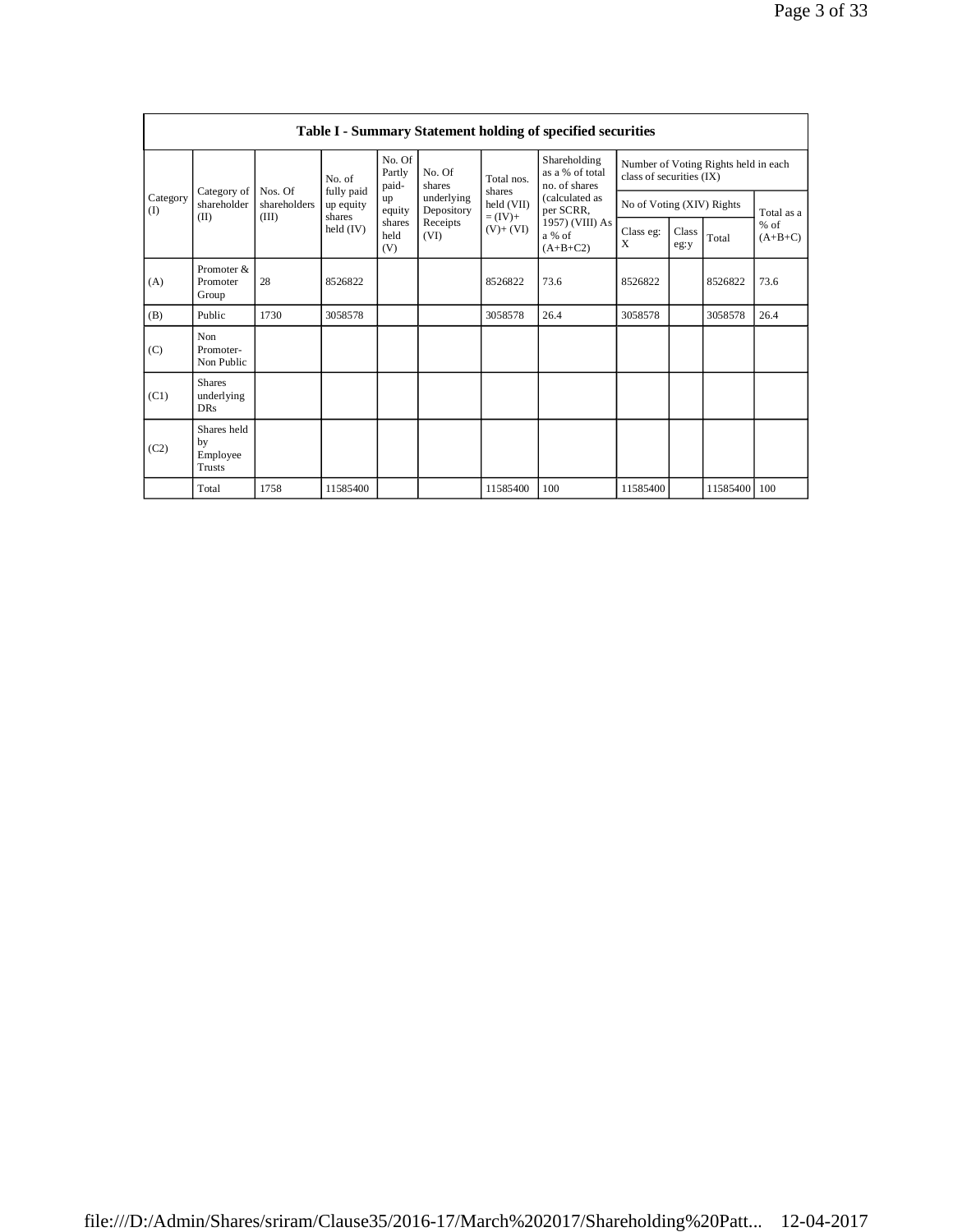| Table I - Summary Statement holding of specified securities | | | | | | | | | | | |
|---|---|---|---|---|---|---|---|---|---|---|---|
| Category (I) | Category of shareholder (II) | Nos. Of shareholders (III) | No. of fully paid up equity shares held (IV) | No. Of Partly paid-up equity shares held (V) | No. Of shares underlying Depository Receipts (VI) | Total nos. shares held (VII) = (IV)+ (V)+ (VI) | Shareholding as a % of total no. of shares (calculated as per SCRR, 1957) (VIII) As a % of (A+B+C2) | Number of Voting Rights held in each class of securities (IX) | | | |
| | | | | | | | | No of Voting (XIV) Rights | | | Total as a % of (A+B+C) |
| | | | | | | | | Class eg: X | Class eg:y | Total | |
| (A) | Promoter & Promoter Group | 28 | 8526822 | | | 8526822 | 73.6 | 8526822 | | 8526822 | 73.6 |
| (B) | Public | 1730 | 3058578 | | | 3058578 | 26.4 | 3058578 | | 3058578 | 26.4 |
| (C) | Non Promoter- Non Public | | | | | | | | | | |
| (C1) | Shares underlying DRs | | | | | | | | | | |
| (C2) | Shares held by Employee Trusts | | | | | | | | | | |
| | Total | 1758 | 11585400 | | | 11585400 | 100 | 11585400 | | 11585400 | 100 |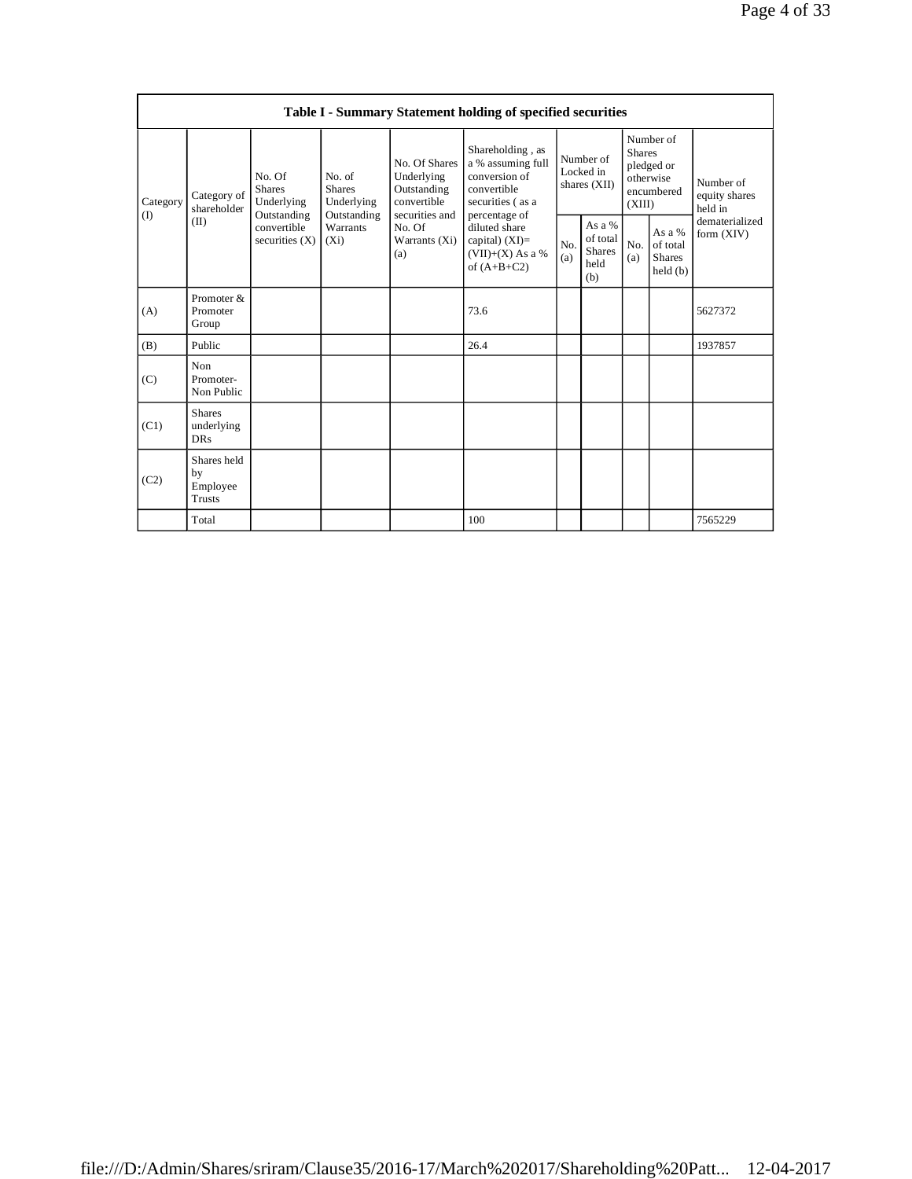| Table I - Summary Statement holding of specified securities | | | | | | | | | | |
|---|---|---|---|---|---|---|---|---|---|---|
| Category (I) | Category of shareholder (II) | No. Of Shares Underlying Outstanding convertible securities (X) | No. of Shares Underlying Outstanding Warrants (Xi) | No. Of Shares Underlying Outstanding convertible securities and No. Of Warrants (Xi) (a) | Shareholding , as a % assuming full conversion of convertible securities ( as a percentage of diluted share capital) (XI)= (VII)+(X) As a % of (A+B+C2) | Number of Locked in shares (XII) | | Number of Shares pledged or otherwise encumbered (XIII) | | Number of equity shares held in dematerialized form (XIV) |
| | | | | | | No. (a) | As a % of total Shares held (b) | No. (a) | As a % of total Shares held (b) | |
| (A) | Promoter & Promoter Group | | | | 73.6 | | | | | 5627372 |
| (B) | Public | | | | 26.4 | | | | | 1937857 |
| (C) | Non Promoter- Non Public | | | | | | | | | |
| (C1) | Shares underlying DRs | | | | | | | | | |
| (C2) | Shares held by Employee Trusts | | | | | | | | | |
| | Total | | | | 100 | | | | | 7565229 |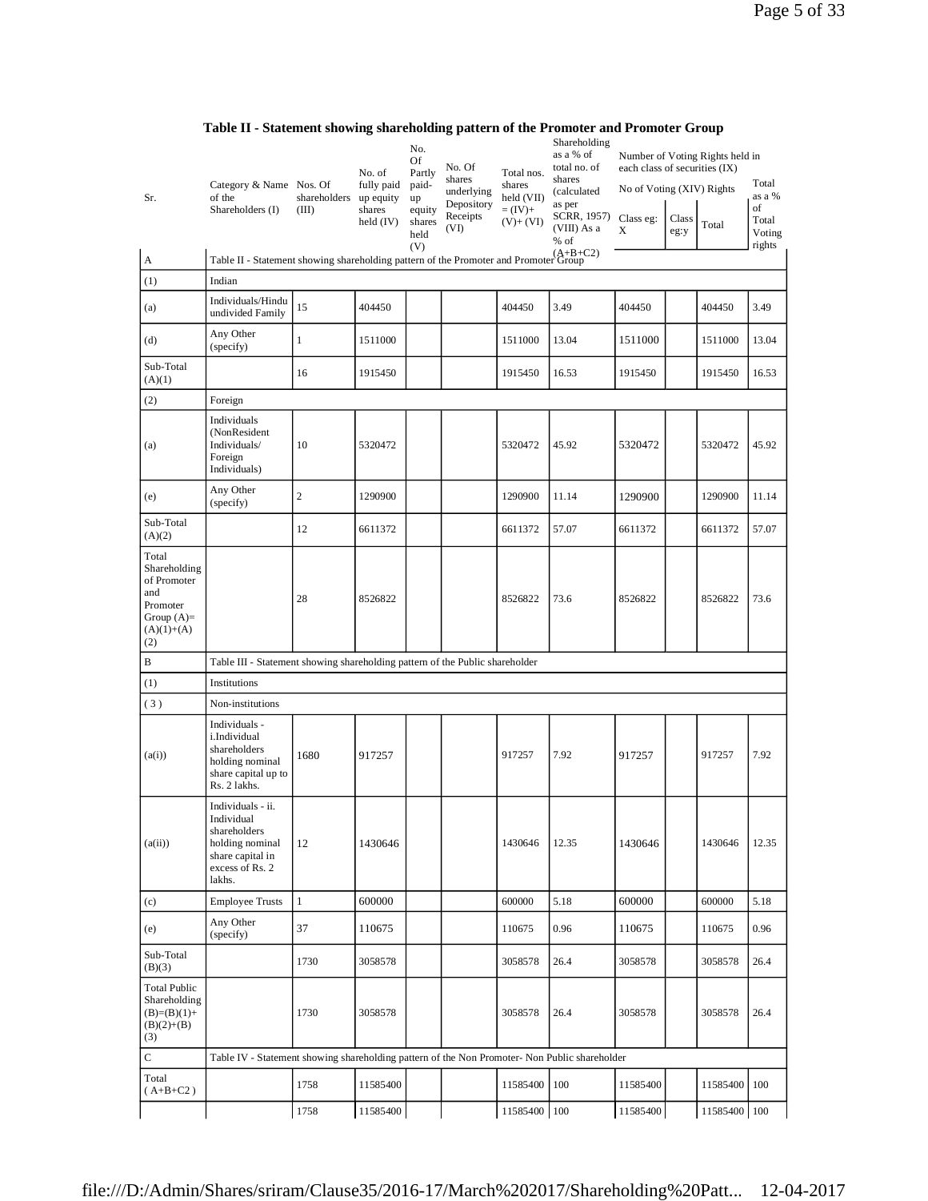## Table II - Statement showing shareholding pattern of the Promoter and Promoter Group

| Sr. | Category & Name of the Shareholders (I) | Nos. Of shareholders (III) | No. of fully paid up equity shares held (IV) | No. Of Partly paid-up equity shares held (V) | No. Of shares underlying Depository Receipts (VI) | Total nos. shares held (VII) = (IV)+ (V)+ (VI) | Shareholding as a % of total no. of shares (calculated as per SCRR, 1957) (VIII) As a % of (A+B+C2) | Number of Voting Rights held in each class of securities (IX) | | | Total as a % of Total Voting rights |
|---|---|---|---|---|---|---|---|---|---|---|---|
| | | | | | | | | No of Voting (XIV) Rights | | | |
| | | | | | | | | Class eg: X | Class eg:y | Total | |
| A | Table II - Statement showing shareholding pattern of the Promoter and Promoter Group | | | | | | | | | | |
| (1) | Indian | | | | | | | | | | |
| (a) | Individuals/Hindu undivided Family | 15 | 404450 | | | 404450 | 3.49 | 404450 | | 404450 | 3.49 |
| (d) | Any Other (specify) | 1 | 1511000 | | | 1511000 | 13.04 | 1511000 | | 1511000 | 13.04 |
| Sub-Total (A)(1) | | 16 | 1915450 | | | 1915450 | 16.53 | 1915450 | | 1915450 | 16.53 |
| (2) | Foreign | | | | | | | | | | |
| (a) | Individuals (NonResident Individuals/ Foreign Individuals) | 10 | 5320472 | | | 5320472 | 45.92 | 5320472 | | 5320472 | 45.92 |
| (e) | Any Other (specify) | 2 | 1290900 | | | 1290900 | 11.14 | 1290900 | | 1290900 | 11.14 |
| Sub-Total (A)(2) | | 12 | 6611372 | | | 6611372 | 57.07 | 6611372 | | 6611372 | 57.07 |
| Total Shareholding of Promoter and Promoter Group (A)= (A)(1)+(A)(2) | | 28 | 8526822 | | | 8526822 | 73.6 | 8526822 | | 8526822 | 73.6 |
| B | Table III - Statement showing shareholding pattern of the Public shareholder | | | | | | | | | | |
| (1) | Institutions | | | | | | | | | | |
| (3) | Non-institutions | | | | | | | | | | |
| (a(i)) | Individuals - i.Individual shareholders holding nominal share capital up to Rs. 2 lakhs. | 1680 | 917257 | | | 917257 | 7.92 | 917257 | | 917257 | 7.92 |
| (a(ii)) | Individuals - ii. Individual shareholders holding nominal share capital in excess of Rs. 2 lakhs. | 12 | 1430646 | | | 1430646 | 12.35 | 1430646 | | 1430646 | 12.35 |
| (c) | Employee Trusts | 1 | 600000 | | | 600000 | 5.18 | 600000 | | 600000 | 5.18 |
| (e) | Any Other (specify) | 37 | 110675 | | | 110675 | 0.96 | 110675 | | 110675 | 0.96 |
| Sub-Total (B)(3) | | 1730 | 3058578 | | | 3058578 | 26.4 | 3058578 | | 3058578 | 26.4 |
| Total Public Shareholding (B)=(B)(1)+(B)(2)+(B)(3) | | 1730 | 3058578 | | | 3058578 | 26.4 | 3058578 | | 3058578 | 26.4 |
| C | Table IV - Statement showing shareholding pattern of the Non Promoter- Non Public shareholder | | | | | | | | | | |
| Total (A+B+C2) | | 1758 | 11585400 | | | 11585400 | 100 | 11585400 | | 11585400 | 100 |
| | | 1758 | 11585400 | | | 11585400 | 100 | 11585400 | | 11585400 | 100 |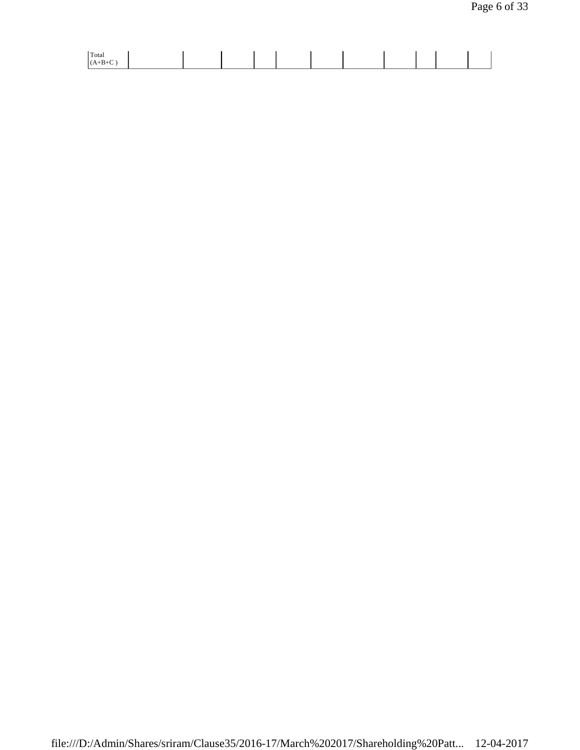| Total (A+B+C ) | | | | | | | | | | | |
|---|---|---|---|---|---|---|---|---|---|---|---|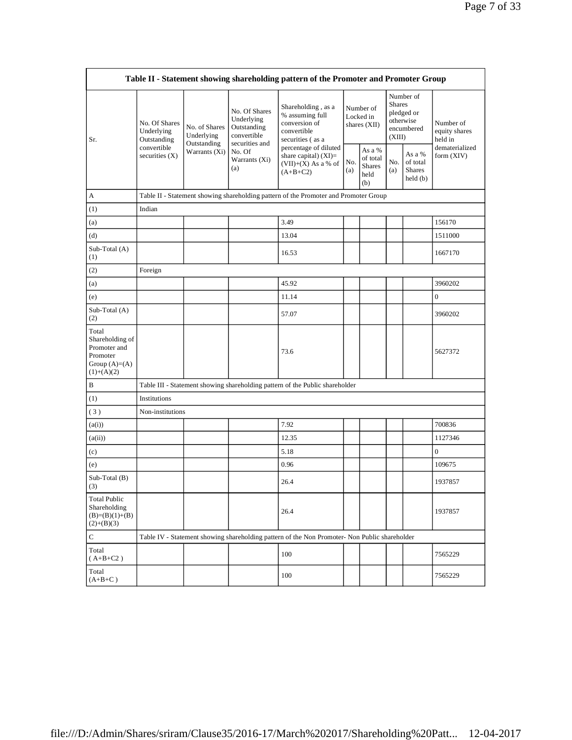| Table II - Statement showing shareholding pattern of the Promoter and Promoter Group | | | | | | | | | |
|---|---|---|---|---|---|---|---|---|---|
| Sr. | No. Of Shares Underlying Outstanding convertible securities (X) | No. of Shares Underlying Outstanding Warrants (Xi) | No. Of Shares Underlying Outstanding convertible securities and No. Of Warrants (Xi) (a) | Shareholding , as a % assuming full conversion of convertible securities ( as a percentage of diluted share capital) (XI)= (VII)+(X) As a % of (A+B+C2) | Number of Locked in shares (XII) | | Number of Shares pledged or otherwise encumbered (XIII) | | Number of equity shares held in dematerialized form (XIV) |
| | | | | | No. (a) | As a % of total Shares held (b) | No. (a) | As a % of total Shares held (b) | |
| A | Table II - Statement showing shareholding pattern of the Promoter and Promoter Group | | | | | | | | |
| (1) | Indian | | | | | | | | |
| (a) | | | | 3.49 | | | | | 156170 |
| (d) | | | | 13.04 | | | | | 1511000 |
| Sub-Total (A) (1) | | | | 16.53 | | | | | 1667170 |
| (2) | Foreign | | | | | | | | |
| (a) | | | | 45.92 | | | | | 3960202 |
| (e) | | | | 11.14 | | | | | 0 |
| Sub-Total (A) (2) | | | | 57.07 | | | | | 3960202 |
| Total Shareholding of Promoter and Promoter Group (A)=(A)(1)+(A)(2) | | | | 73.6 | | | | | 5627372 |
| B | Table III - Statement showing shareholding pattern of the Public shareholder | | | | | | | | |
| (1) | Institutions | | | | | | | | |
| (3) | Non-institutions | | | | | | | | |
| (a(i)) | | | | 7.92 | | | | | 700836 |
| (a(ii)) | | | | 12.35 | | | | | 1127346 |
| (c) | | | | 5.18 | | | | | 0 |
| (e) | | | | 0.96 | | | | | 109675 |
| Sub-Total (B) (3) | | | | 26.4 | | | | | 1937857 |
| Total Public Shareholding (B)=(B)(1)+(B)(2)+(B)(3) | | | | 26.4 | | | | | 1937857 |
| C | Table IV - Statement showing shareholding pattern of the Non Promoter- Non Public shareholder | | | | | | | | |
| Total ( A+B+C2 ) | | | | 100 | | | | | 7565229 |
| Total (A+B+C ) | | | | 100 | | | | | 7565229 |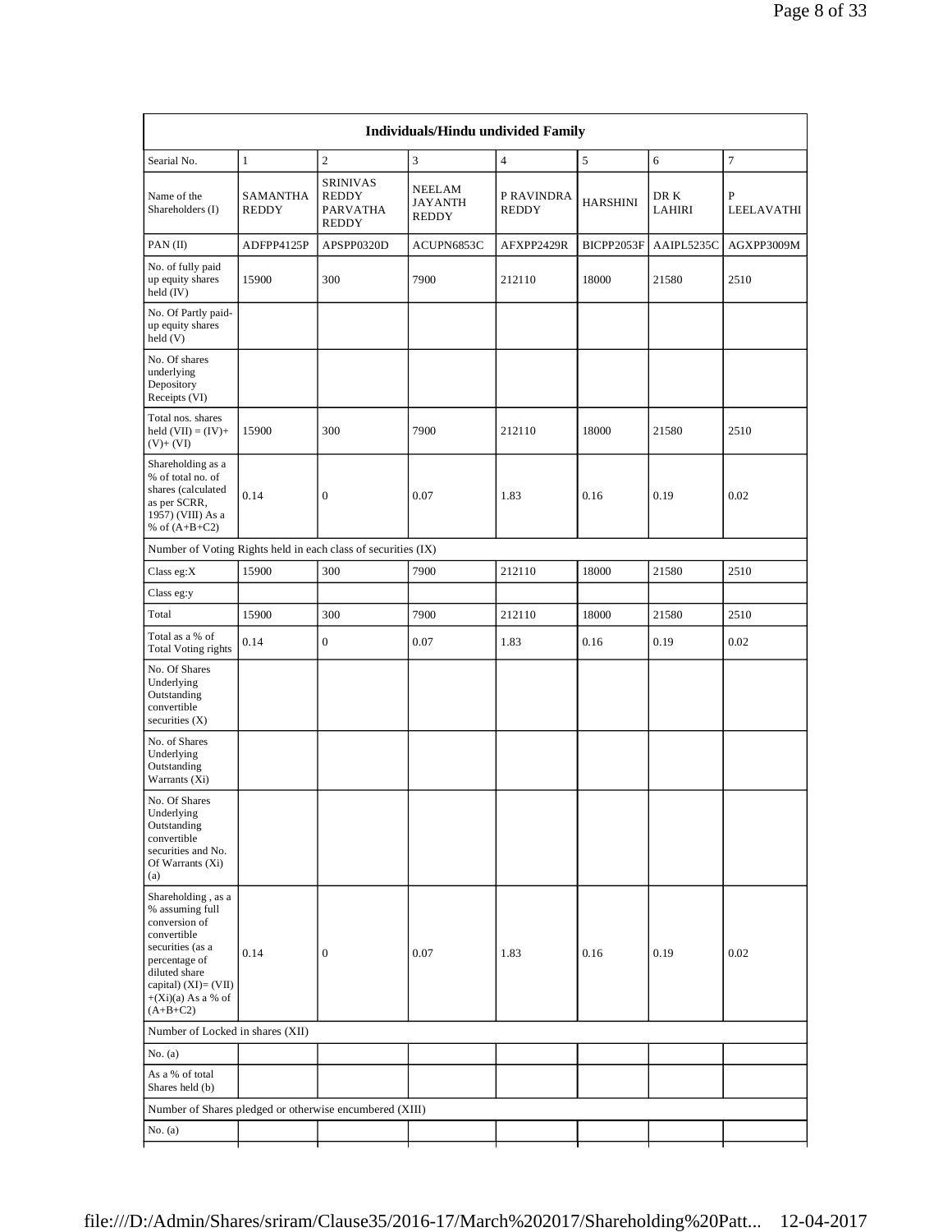| Individuals/Hindu undivided Family | | | | | | | |
|---|---|---|---|---|---|---|---|
| Searial No. | 1 | 2 | 3 | 4 | 5 | 6 | 7 |
| Name of the Shareholders (I) | SAMANTHA REDDY | SRINIVAS REDDY PARVATHA REDDY | NEELAM JAYANTH REDDY | P RAVINDRA REDDY | HARSHINI | DR K LAHIRI | P LEELAVATHI |
| PAN (II) | ADFPP4125P | APSPP0320D | ACUPN6853C | AFXPP2429R | BICPP2053F | AAIPL5235C | AGXPP3009M |
| No. of fully paid up equity shares held (IV) | 15900 | 300 | 7900 | 212110 | 18000 | 21580 | 2510 |
| No. Of Partly paid-up equity shares held (V) | | | | | | | |
| No. Of shares underlying Depository Receipts (VI) | | | | | | | |
| Total nos. shares held (VII) = (IV)+ (V)+ (VI) | 15900 | 300 | 7900 | 212110 | 18000 | 21580 | 2510 |
| Shareholding as a % of total no. of shares (calculated as per SCRR, 1957) (VIII) As a % of (A+B+C2) | 0.14 | 0 | 0.07 | 1.83 | 0.16 | 0.19 | 0.02 |
| Number of Voting Rights held in each class of securities (IX) | | | | | | | |
| Class eg:X | 15900 | 300 | 7900 | 212110 | 18000 | 21580 | 2510 |
| Class eg:y | | | | | | | |
| Total | 15900 | 300 | 7900 | 212110 | 18000 | 21580 | 2510 |
| Total as a % of Total Voting rights | 0.14 | 0 | 0.07 | 1.83 | 0.16 | 0.19 | 0.02 |
| No. Of Shares Underlying Outstanding convertible securities (X) | | | | | | | |
| No. of Shares Underlying Outstanding Warrants (Xi) | | | | | | | |
| No. Of Shares Underlying Outstanding convertible securities and No. Of Warrants (Xi) (a) | | | | | | | |
| Shareholding , as a % assuming full conversion of convertible securities (as a percentage of diluted share capital) (XI)= (VII)+(Xi)(a) As a % of (A+B+C2) | 0.14 | 0 | 0.07 | 1.83 | 0.16 | 0.19 | 0.02 |
| Number of Locked in shares (XII) | | | | | | | |
| No. (a) | | | | | | | |
| As a % of total Shares held (b) | | | | | | | |
| Number of Shares pledged or otherwise encumbered (XIII) | | | | | | | |
| No. (a) | | | | | | | |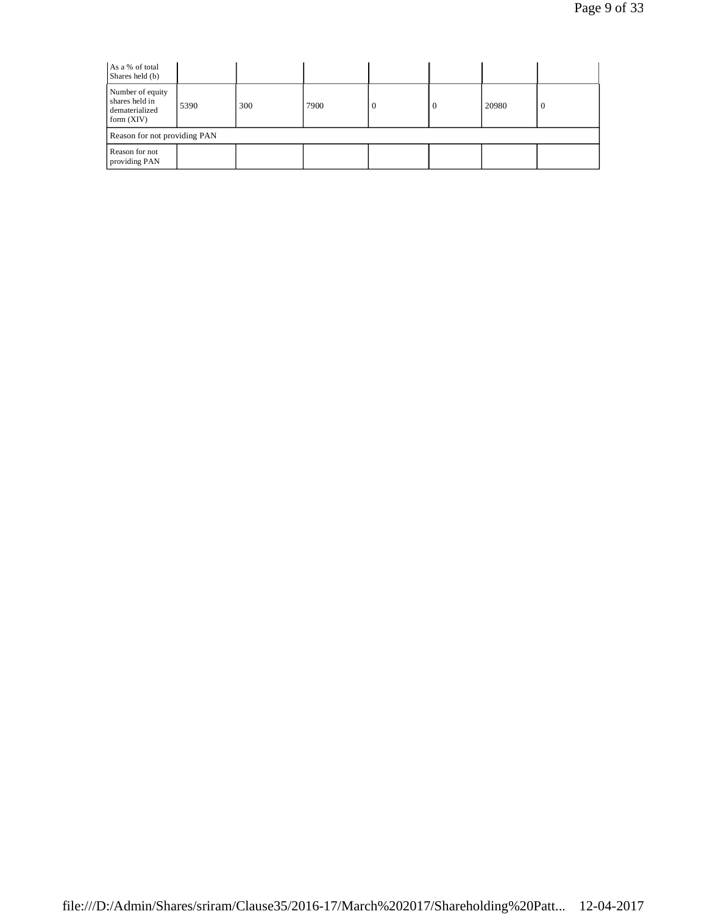| As a % of total Shares held (b) | | | | | | | |
|---|---|---|---|---|---|---|---|
| Number of equity shares held in dematerialized form (XIV) | 5390 | 300 | 7900 | 0 | 0 | 20980 | 0 |
| Reason for not providing PAN | | | | | | | |
| Reason for not providing PAN | | | | | | | |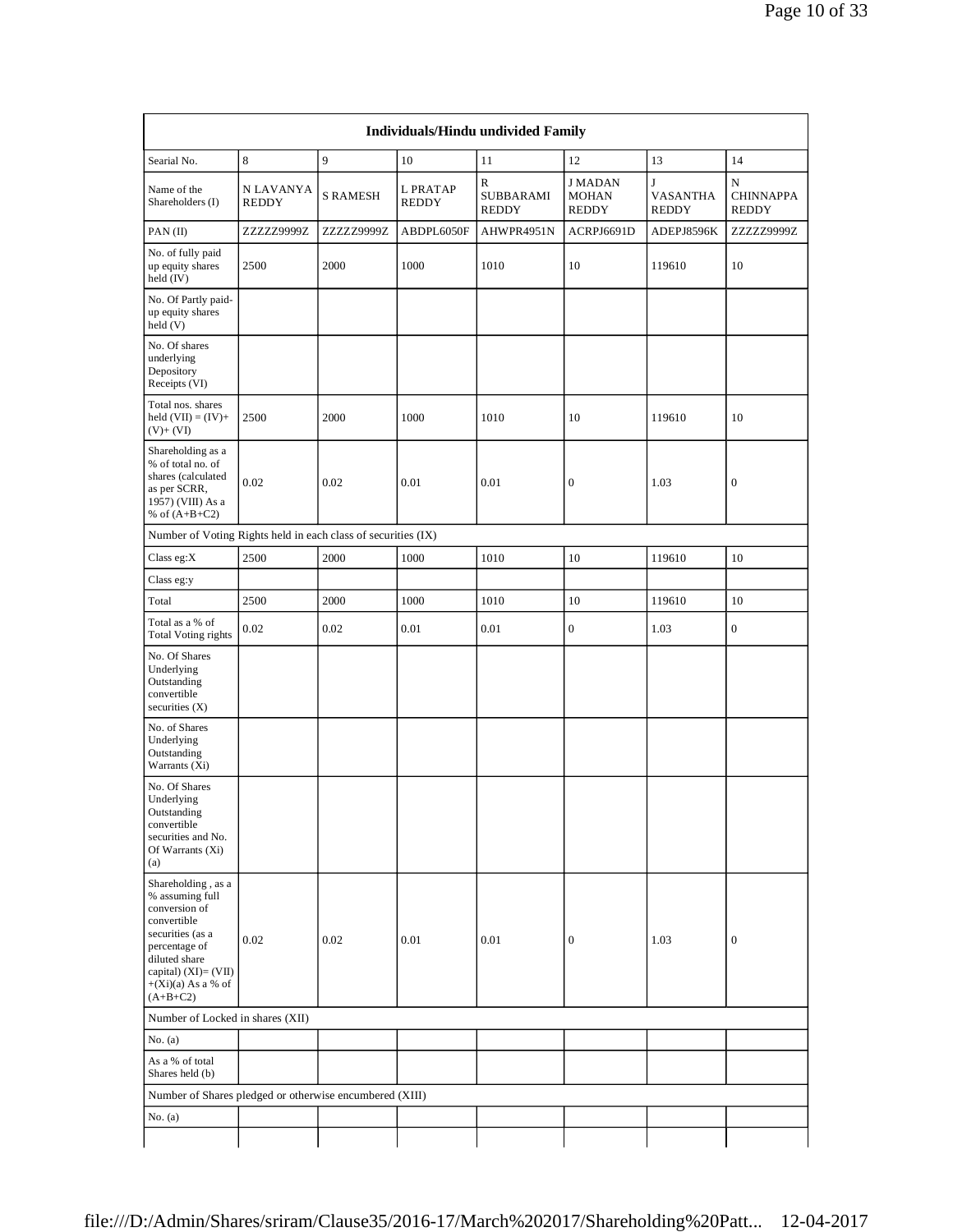| Individuals/Hindu undivided Family | | | | | | | |
|---|---|---|---|---|---|---|---|
| Searial No. | 8 | 9 | 10 | 11 | 12 | 13 | 14 |
| Name of the Shareholders (I) | N LAVANYA REDDY | S RAMESH | L PRATAP REDDY | R SUBBARAMI REDDY | J MADAN MOHAN REDDY | J VASANTHA REDDY | N CHINNAPPA REDDY |
| PAN (II) | ZZZZZ9999Z | ZZZZZ9999Z | ABDPL6050F | AHWPR4951N | ACRPJ6691D | ADEPJ8596K | ZZZZZ9999Z |
| No. of fully paid up equity shares held (IV) | 2500 | 2000 | 1000 | 1010 | 10 | 119610 | 10 |
| No. Of Partly paid-up equity shares held (V) | | | | | | | |
| No. Of shares underlying Depository Receipts (VI) | | | | | | | |
| Total nos. shares held (VII) = (IV)+(V)+ (VI) | 2500 | 2000 | 1000 | 1010 | 10 | 119610 | 10 |
| Shareholding as a % of total no. of shares (calculated as per SCRR, 1957) (VIII) As a % of (A+B+C2) | 0.02 | 0.02 | 0.01 | 0.01 | 0 | 1.03 | 0 |
| Number of Voting Rights held in each class of securities (IX) | | | | | | | |
| Class eg:X | 2500 | 2000 | 1000 | 1010 | 10 | 119610 | 10 |
| Class eg:y | | | | | | | |
| Total | 2500 | 2000 | 1000 | 1010 | 10 | 119610 | 10 |
| Total as a % of Total Voting rights | 0.02 | 0.02 | 0.01 | 0.01 | 0 | 1.03 | 0 |
| No. Of Shares Underlying Outstanding convertible securities (X) | | | | | | | |
| No. of Shares Underlying Outstanding Warrants (Xi) | | | | | | | |
| No. Of Shares Underlying Outstanding convertible securities and No. Of Warrants (Xi) (a) | | | | | | | |
| Shareholding , as a % assuming full conversion of convertible securities (as a percentage of diluted share capital) (XI)= (VII)+(Xi)(a) As a % of (A+B+C2) | 0.02 | 0.02 | 0.01 | 0.01 | 0 | 1.03 | 0 |
| Number of Locked in shares (XII) | | | | | | | |
| No. (a) | | | | | | | |
| As a % of total Shares held (b) | | | | | | | |
| Number of Shares pledged or otherwise encumbered (XIII) | | | | | | | |
| No. (a) | | | | | | | |
| | | | | | | | |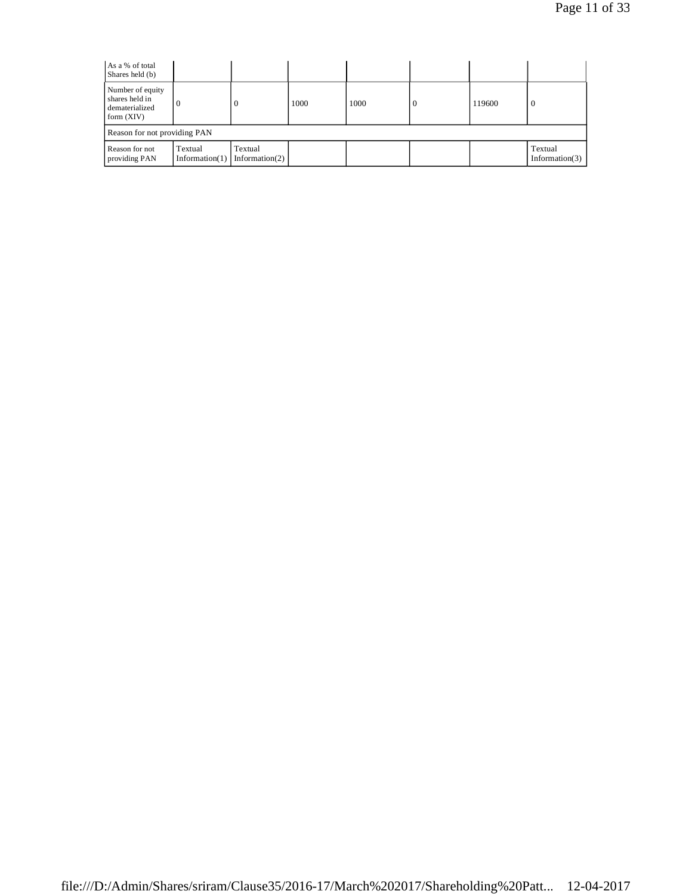| As a % of total Shares held (b) | | | | | | | |
|---|---|---|---|---|---|---|---|
| Number of equity shares held in dematerialized form (XIV) | 0 | 0 | 1000 | 1000 | 0 | 119600 | 0 |
| Reason for not providing PAN | | | | | | | |
| Reason for not providing PAN | Textual Information(1) | Textual Information(2) | | | | | Textual Information(3) |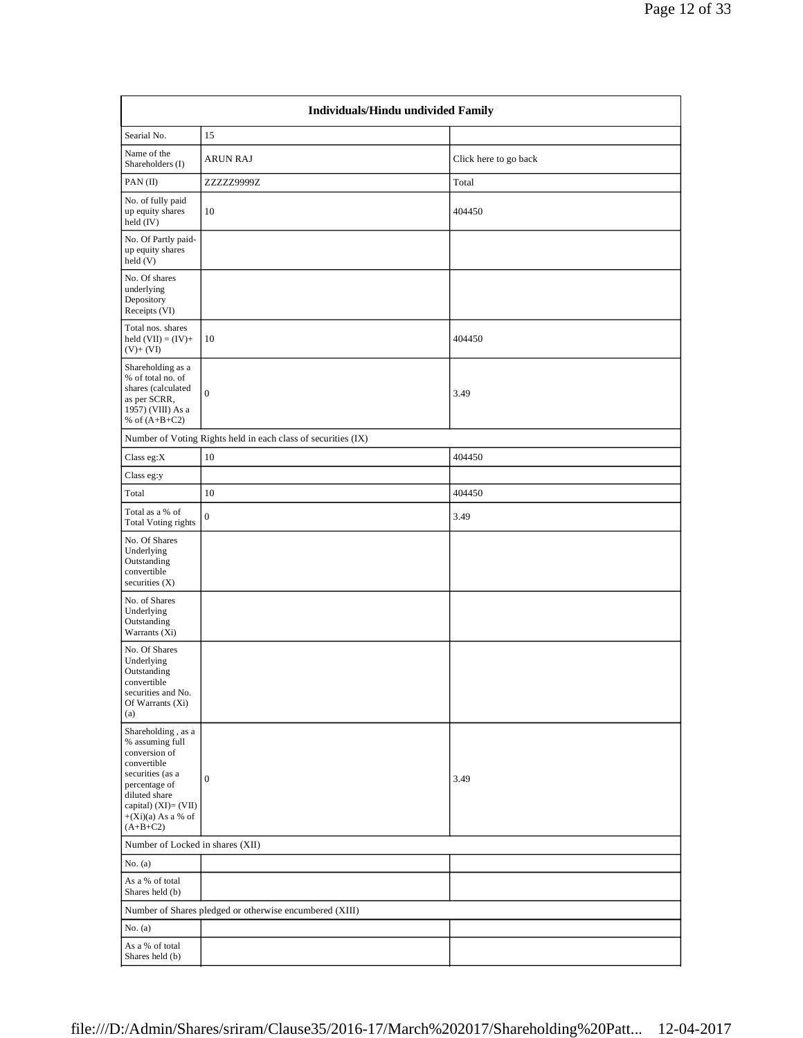| Individuals/Hindu undivided Family | | |
|---|---|---|
| Searial No. | 15 | |
| Name of the Shareholders (I) | ARUN RAJ | Click here to go back |
| PAN (II) | ZZZZZ9999Z | Total |
| No. of fully paid up equity shares held (IV) | 10 | 404450 |
| No. Of Partly paid-up equity shares held (V) | | |
| No. Of shares underlying Depository Receipts (VI) | | |
| Total nos. shares held (VII) = (IV)+ (V)+ (VI) | 10 | 404450 |
| Shareholding as a % of total no. of shares (calculated as per SCRR, 1957) (VIII) As a % of (A+B+C2) | 0 | 3.49 |
| Number of Voting Rights held in each class of securities (IX) | | |
| Class eg:X | 10 | 404450 |
| Class eg:y | | |
| Total | 10 | 404450 |
| Total as a % of Total Voting rights | 0 | 3.49 |
| No. Of Shares Underlying Outstanding convertible securities (X) | | |
| No. of Shares Underlying Outstanding Warrants (Xi) | | |
| No. Of Shares Underlying Outstanding convertible securities and No. Of Warrants (Xi) (a) | | |
| Shareholding , as a % assuming full conversion of convertible securities (as a percentage of diluted share capital) (XI)= (VII)+(Xi)(a) As a % of (A+B+C2) | 0 | 3.49 |
| Number of Locked in shares (XII) | | |
| No. (a) | | |
| As a % of total Shares held (b) | | |
| Number of Shares pledged or otherwise encumbered (XIII) | | |
| No. (a) | | |
| As a % of total Shares held (b) | | |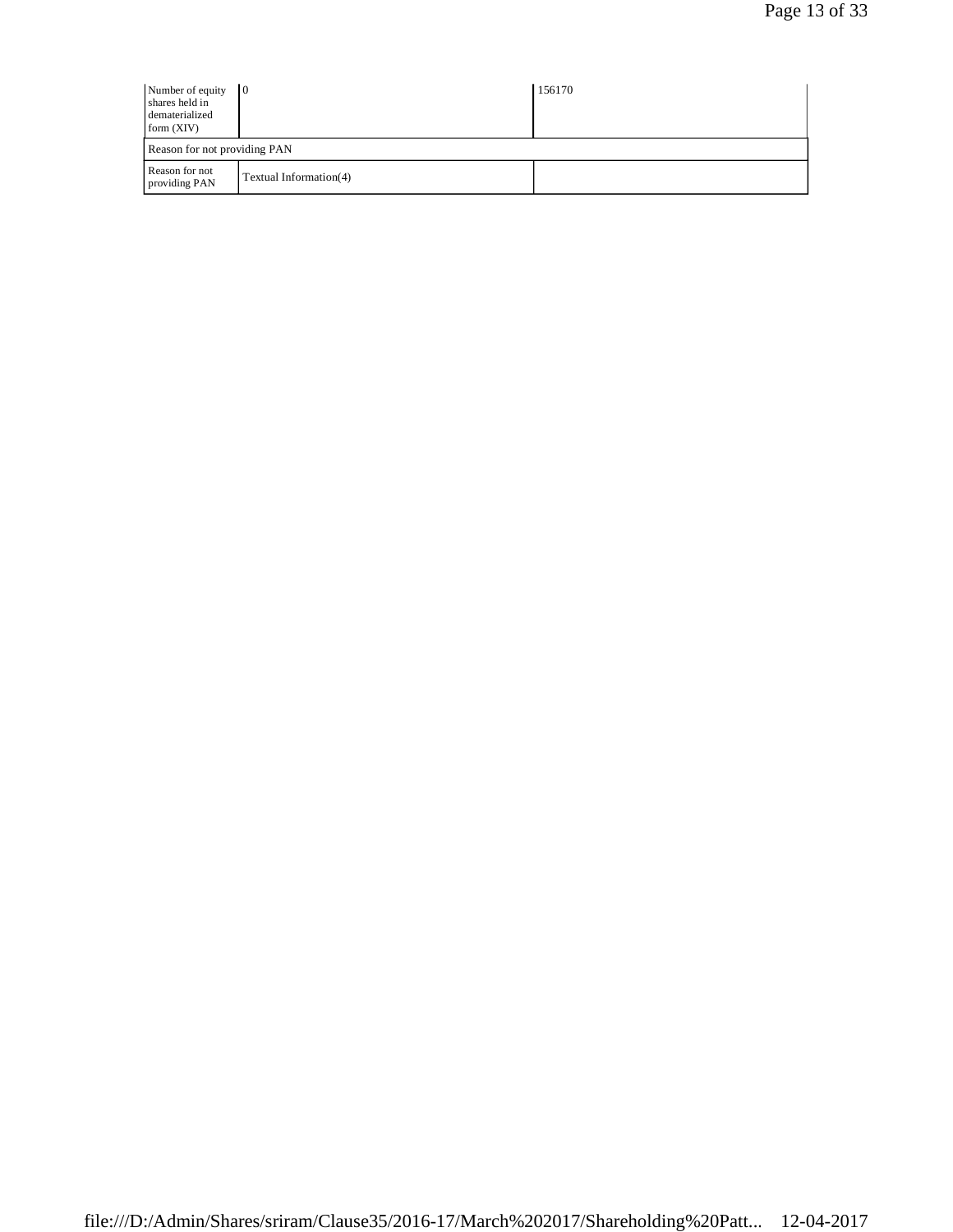| | | |
|---|---|---|
| Number of equity shares held in dematerialized form (XIV) | 0 | 156170 |
| Reason for not providing PAN | | |
| Reason for not providing PAN | Textual Information(4) | |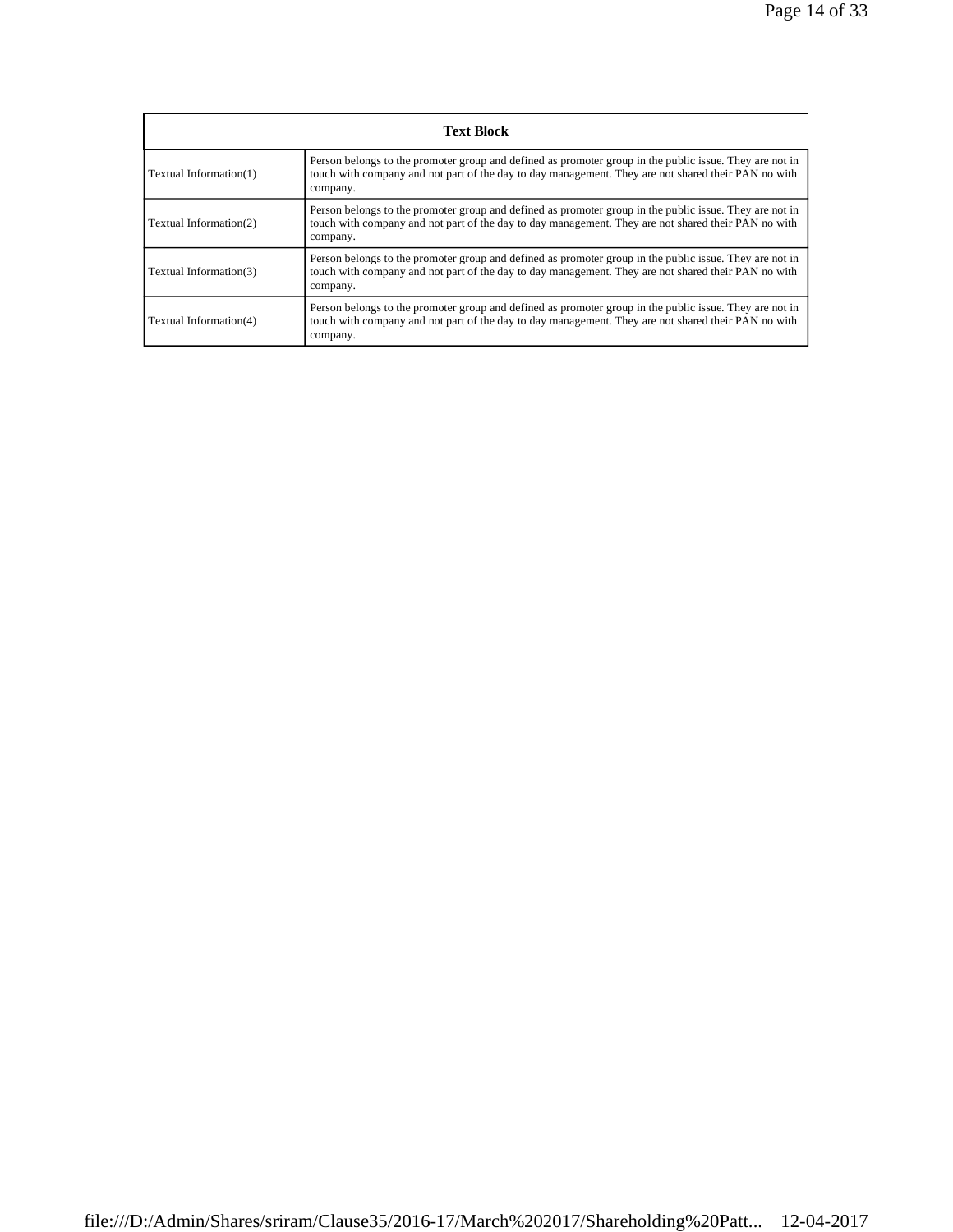| Text Block | |
|---|---|
| Textual Information(1) | Person belongs to the promoter group and defined as promoter group in the public issue. They are not in touch with company and not part of the day to day management. They are not shared their PAN no with company. |
| Textual Information(2) | Person belongs to the promoter group and defined as promoter group in the public issue. They are not in touch with company and not part of the day to day management. They are not shared their PAN no with company. |
| Textual Information(3) | Person belongs to the promoter group and defined as promoter group in the public issue. They are not in touch with company and not part of the day to day management. They are not shared their PAN no with company. |
| Textual Information(4) | Person belongs to the promoter group and defined as promoter group in the public issue. They are not in touch with company and not part of the day to day management. They are not shared their PAN no with company. |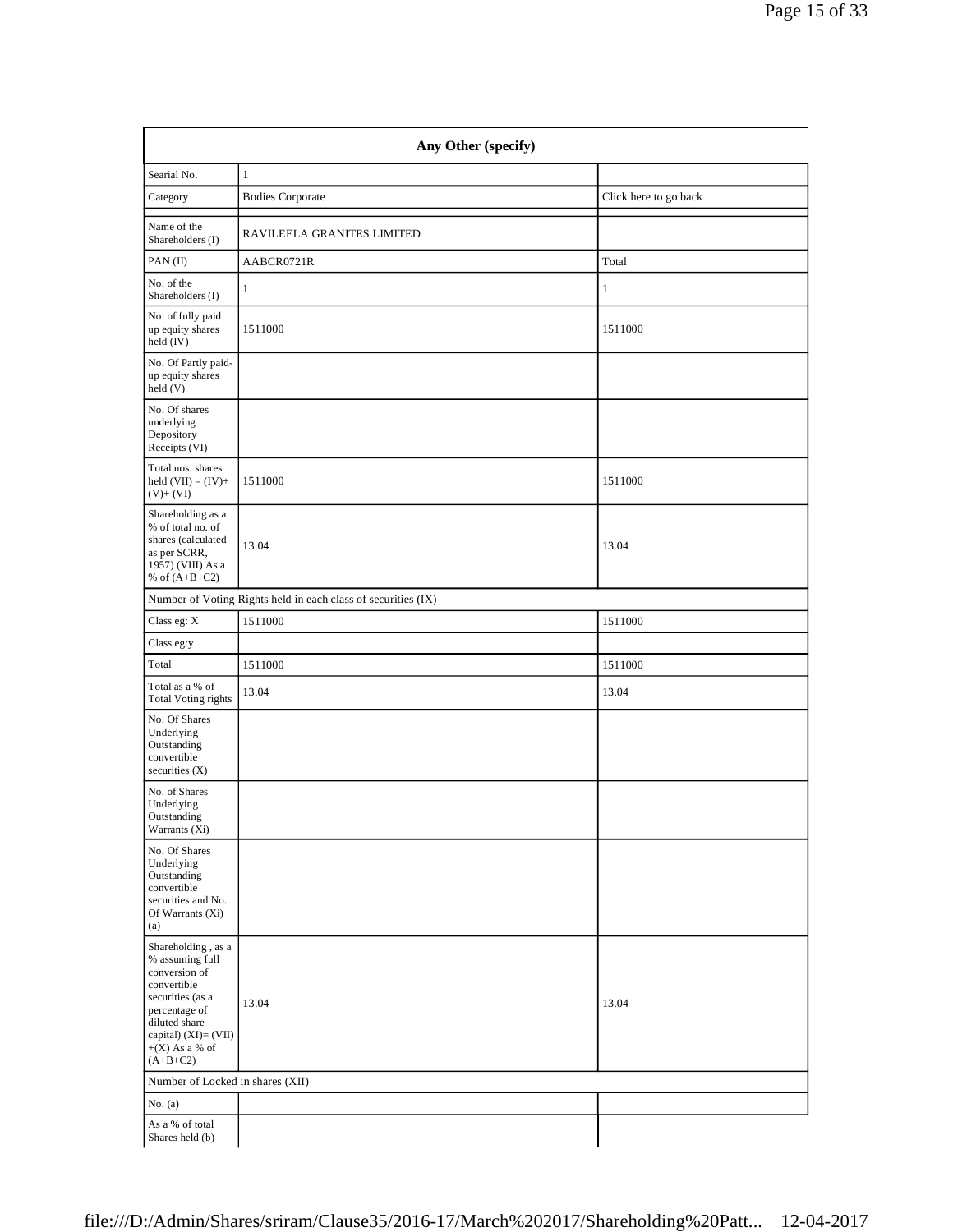| Any Other (specify) | | |
|---|---|---|
| Searial No. | 1 | |
| Category | Bodies Corporate | Click here to go back |
| Name of the Shareholders (I) | RAVILEELA GRANITES LIMITED | |
| PAN (II) | AABCR0721R | Total |
| No. of the Shareholders (I) | 1 | 1 |
| No. of fully paid up equity shares held (IV) | 1511000 | 1511000 |
| No. Of Partly paid-up equity shares held (V) | | |
| No. Of shares underlying Depository Receipts (VI) | | |
| Total nos. shares held (VII) = (IV)+ (V)+ (VI) | 1511000 | 1511000 |
| Shareholding as a % of total no. of shares (calculated as per SCRR, 1957) (VIII) As a % of (A+B+C2) | 13.04 | 13.04 |
| Number of Voting Rights held in each class of securities (IX) | | |
| Class eg: X | 1511000 | 1511000 |
| Class eg:y | | |
| Total | 1511000 | 1511000 |
| Total as a % of Total Voting rights | 13.04 | 13.04 |
| No. Of Shares Underlying Outstanding convertible securities (X) | | |
| No. of Shares Underlying Outstanding Warrants (Xi) | | |
| No. Of Shares Underlying Outstanding convertible securities and No. Of Warrants (Xi) (a) | | |
| Shareholding , as a % assuming full conversion of convertible securities (as a percentage of diluted share capital) (XI)= (VII) +(X) As a % of (A+B+C2) | 13.04 | 13.04 |
| Number of Locked in shares (XII) | | |
| No. (a) | | |
| As a % of total Shares held (b) | | |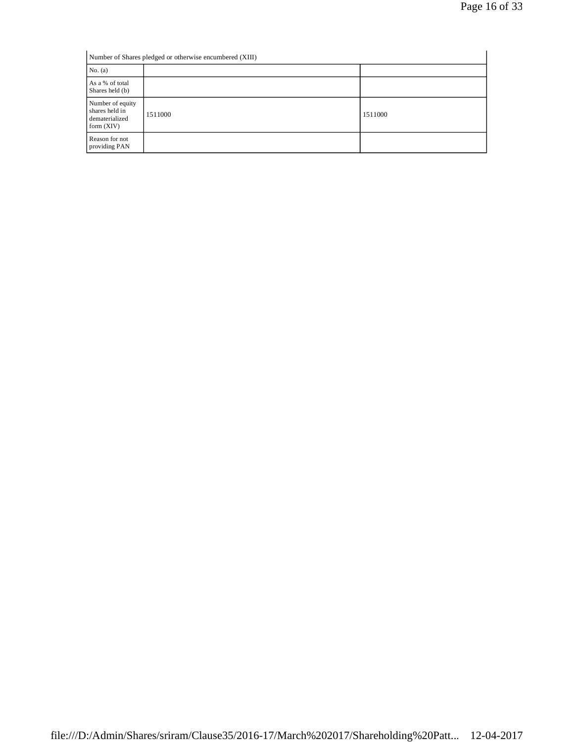| Number of Shares pledged or otherwise encumbered (XIII) | | |
|---|---|---|
| No. (a) | | |
| As a % of total Shares held (b) | | |
| Number of equity shares held in dematerialized form (XIV) | 1511000 | 1511000 |
| Reason for not providing PAN | | |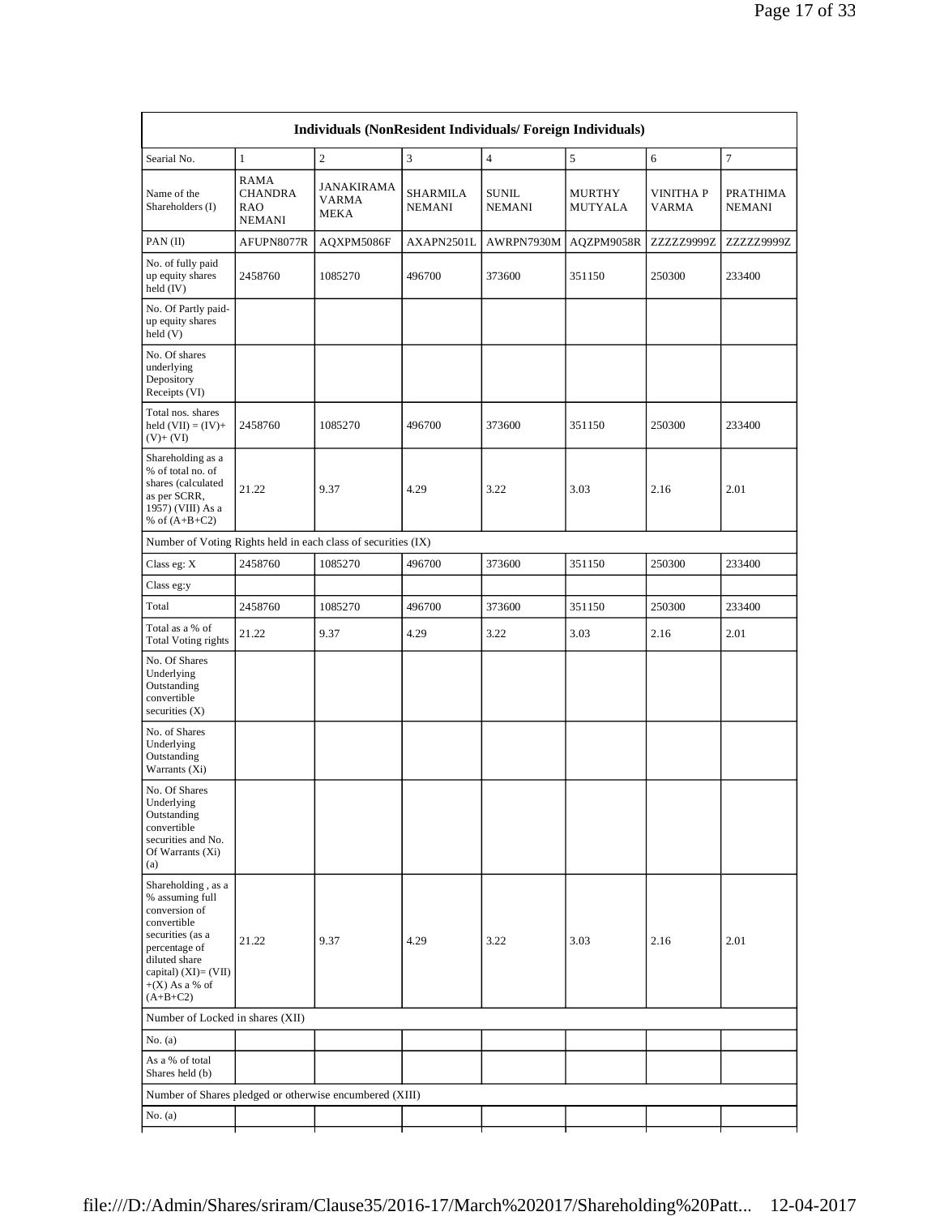| Individuals (NonResident Individuals/ Foreign Individuals) | | | | | | | |
|---|---|---|---|---|---|---|---|
| Searial No. | 1 | 2 | 3 | 4 | 5 | 6 | 7 |
| Name of the Shareholders (I) | RAMA CHANDRA RAO NEMANI | JANAKIRAMA VARMA MEKA | SHARMILA NEMANI | SUNIL NEMANI | MURTHY MUTYALA | VINITHA P VARMA | PRATHIMA NEMANI |
| PAN (II) | AFUPN8077R | AQXPM5086F | AXAPN2501L | AWRPN7930M | AQZPM9058R | ZZZZZ9999Z | ZZZZZ9999Z |
| No. of fully paid up equity shares held (IV) | 2458760 | 1085270 | 496700 | 373600 | 351150 | 250300 | 233400 |
| No. Of Partly paid-up equity shares held (V) | | | | | | | |
| No. Of shares underlying Depository Receipts (VI) | | | | | | | |
| Total nos. shares held (VII) = (IV)+ (V)+ (VI) | 2458760 | 1085270 | 496700 | 373600 | 351150 | 250300 | 233400 |
| Shareholding as a % of total no. of shares (calculated as per SCRR, 1957) (VIII) As a % of (A+B+C2) | 21.22 | 9.37 | 4.29 | 3.22 | 3.03 | 2.16 | 2.01 |
| Number of Voting Rights held in each class of securities (IX) | | | | | | | |
| Class eg: X | 2458760 | 1085270 | 496700 | 373600 | 351150 | 250300 | 233400 |
| Class eg:y | | | | | | | |
| Total | 2458760 | 1085270 | 496700 | 373600 | 351150 | 250300 | 233400 |
| Total as a % of Total Voting rights | 21.22 | 9.37 | 4.29 | 3.22 | 3.03 | 2.16 | 2.01 |
| No. Of Shares Underlying Outstanding convertible securities (X) | | | | | | | |
| No. of Shares Underlying Outstanding Warrants (Xi) | | | | | | | |
| No. Of Shares Underlying Outstanding convertible securities and No. Of Warrants (Xi) (a) | | | | | | | |
| Shareholding , as a % assuming full conversion of convertible securities (as a percentage of diluted share capital) (XI)= (VII)+(X) As a % of (A+B+C2) | 21.22 | 9.37 | 4.29 | 3.22 | 3.03 | 2.16 | 2.01 |
| Number of Locked in shares (XII) | | | | | | | |
| No. (a) | | | | | | | |
| As a % of total Shares held (b) | | | | | | | |
| Number of Shares pledged or otherwise encumbered (XIII) | | | | | | | |
| No. (a) | | | | | | | |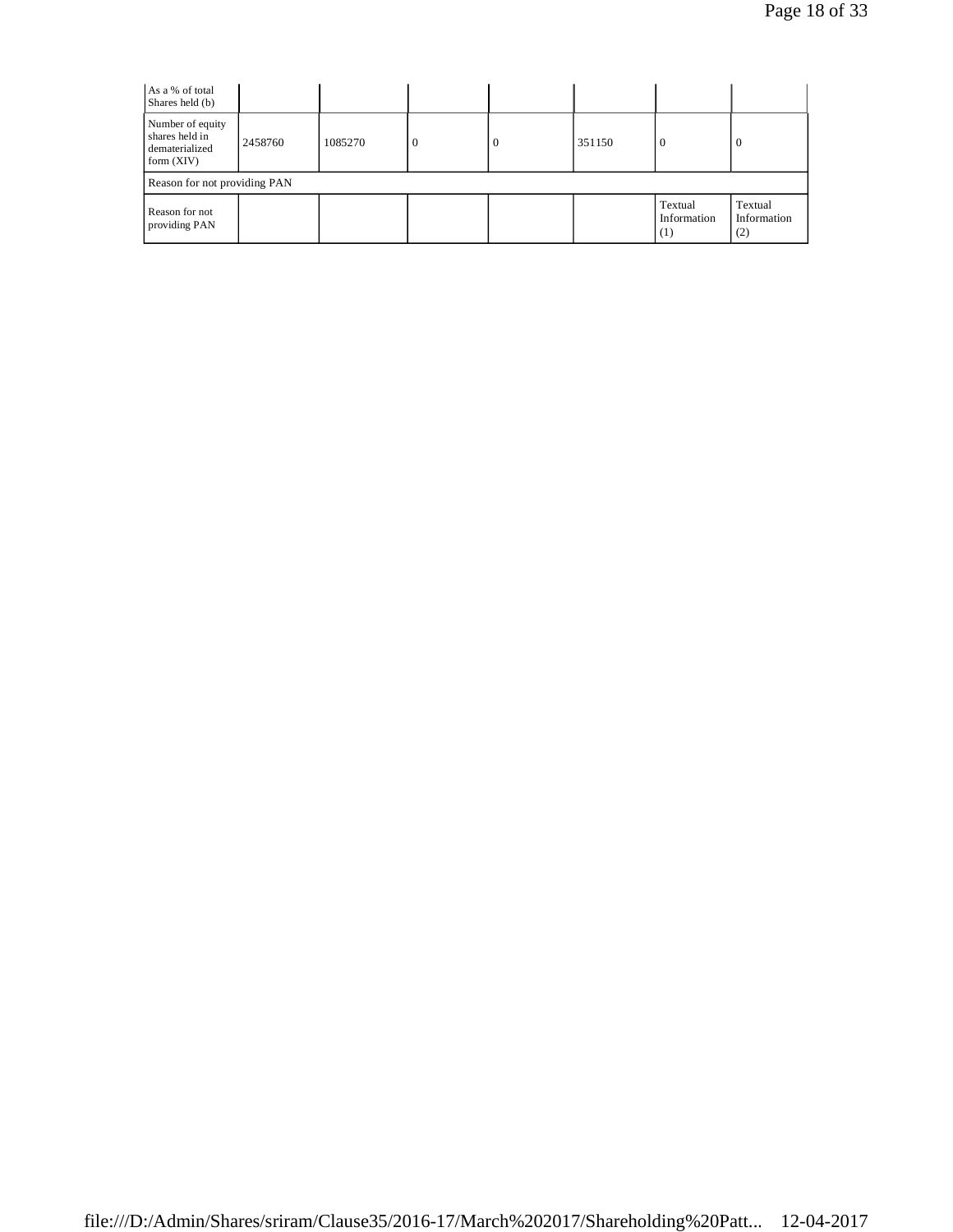| As a % of total Shares held (b) | | | | | | | |
|---|---|---|---|---|---|---|---|
| Number of equity shares held in dematerialized form (XIV) | 2458760 | 1085270 | 0 | 0 | 351150 | 0 | 0 |
| Reason for not providing PAN | | | | | | | |
| Reason for not providing PAN | | | | | | Textual Information (1) | Textual Information (2) |

file:///D:/Admin/Shares/sriram/Clause35/2016-17/March%202017/Shareholding%20Patt... 12-04-2017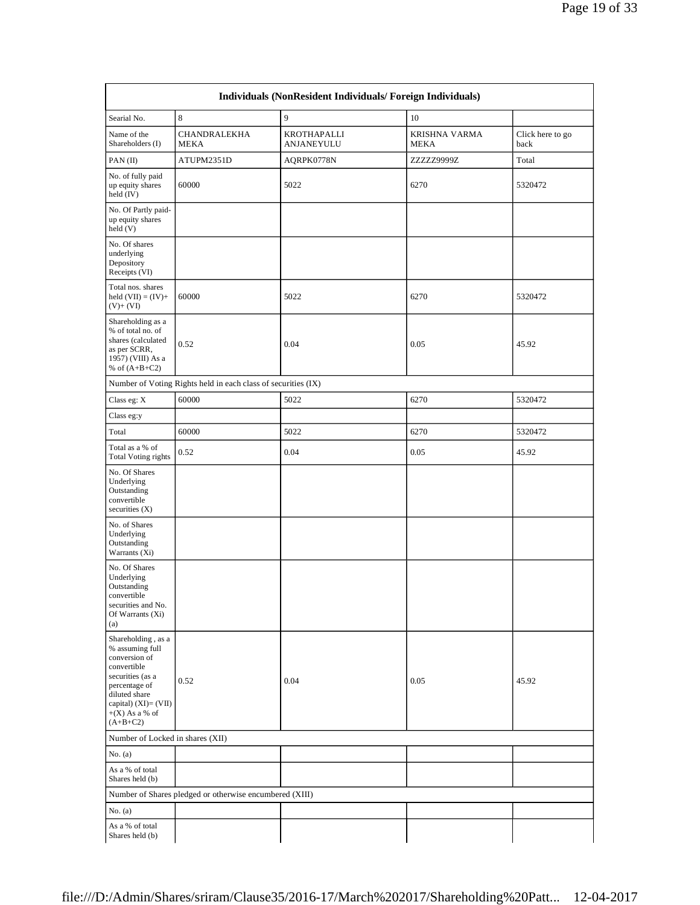| Individuals (NonResident Individuals/ Foreign Individuals) | | | | |
|---|---|---|---|---|
| Searial No. | 8 | 9 | 10 | |
| Name of the Shareholders (I) | CHANDRALEKHA MEKA | KROTHAPALLI ANJANEYULU | KRISHNA VARMA MEKA | Click here to go back |
| PAN (II) | ATUPM2351D | AQRPK0778N | ZZZZZ9999Z | Total |
| No. of fully paid up equity shares held (IV) | 60000 | 5022 | 6270 | 5320472 |
| No. Of Partly paid-up equity shares held (V) | | | | |
| No. Of shares underlying Depository Receipts (VI) | | | | |
| Total nos. shares held (VII) = (IV)+ (V)+ (VI) | 60000 | 5022 | 6270 | 5320472 |
| Shareholding as a % of total no. of shares (calculated as per SCRR, 1957) (VIII) As a % of (A+B+C2) | 0.52 | 0.04 | 0.05 | 45.92 |
| Number of Voting Rights held in each class of securities (IX) | | | | |
| Class eg: X | 60000 | 5022 | 6270 | 5320472 |
| Class eg:y | | | | |
| Total | 60000 | 5022 | 6270 | 5320472 |
| Total as a % of Total Voting rights | 0.52 | 0.04 | 0.05 | 45.92 |
| No. Of Shares Underlying Outstanding convertible securities (X) | | | | |
| No. of Shares Underlying Outstanding Warrants (Xi) | | | | |
| No. Of Shares Underlying Outstanding convertible securities and No. Of Warrants (Xi) (a) | | | | |
| Shareholding , as a % assuming full conversion of convertible securities (as a percentage of diluted share capital) (XI)= (VII) +(X) As a % of (A+B+C2) | 0.52 | 0.04 | 0.05 | 45.92 |
| Number of Locked in shares (XII) | | | | |
| No. (a) | | | | |
| As a % of total Shares held (b) | | | | |
| Number of Shares pledged or otherwise encumbered (XIII) | | | | |
| No. (a) | | | | |
| As a % of total Shares held (b) | | | | |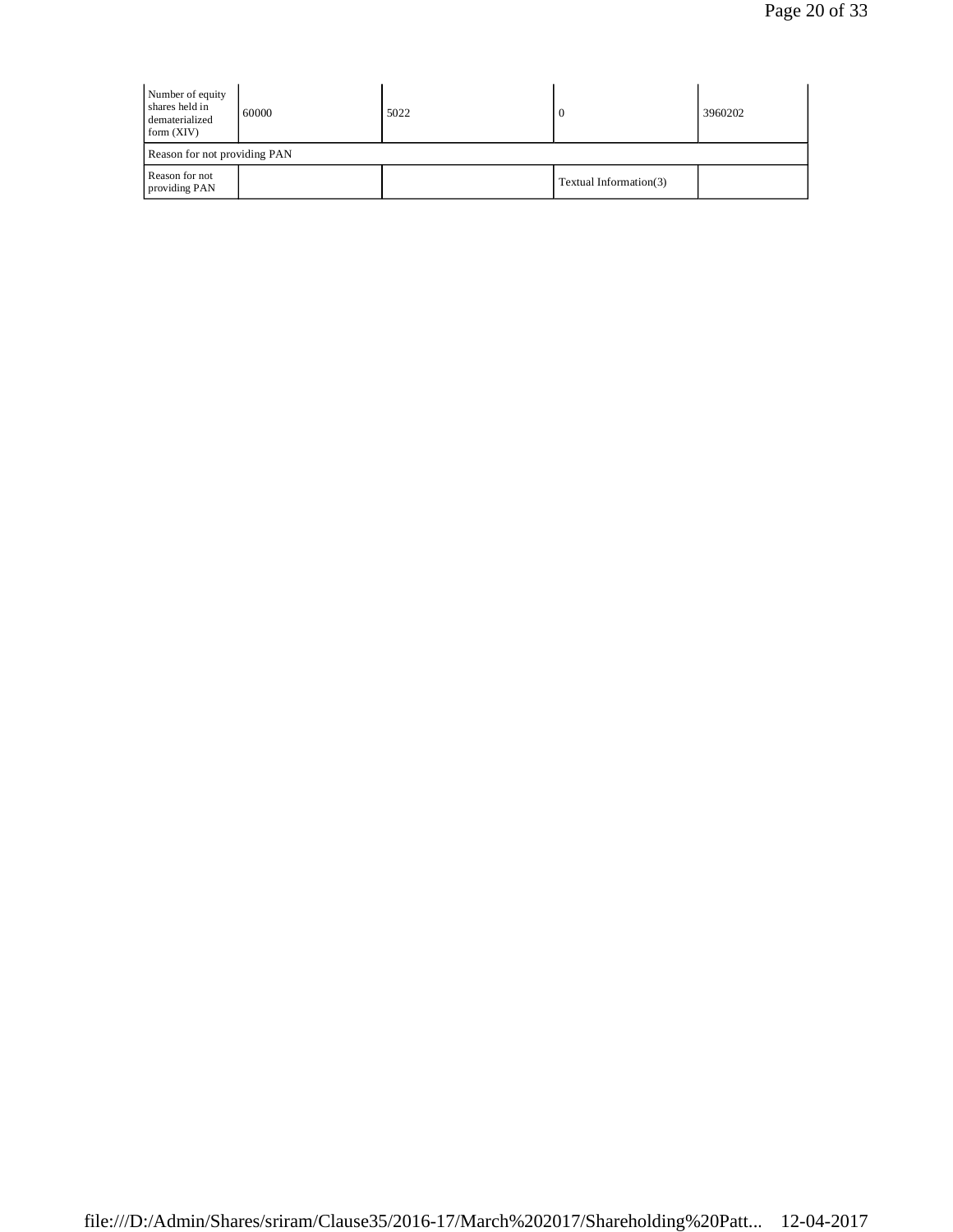| Number of equity shares held in dematerialized form (XIV) | 60000 | 5022 | 0 | 3960202 |
|---|---|---|---|---|
| Reason for not providing PAN | | | | |
| Reason for not providing PAN | | | Textual Information(3) | |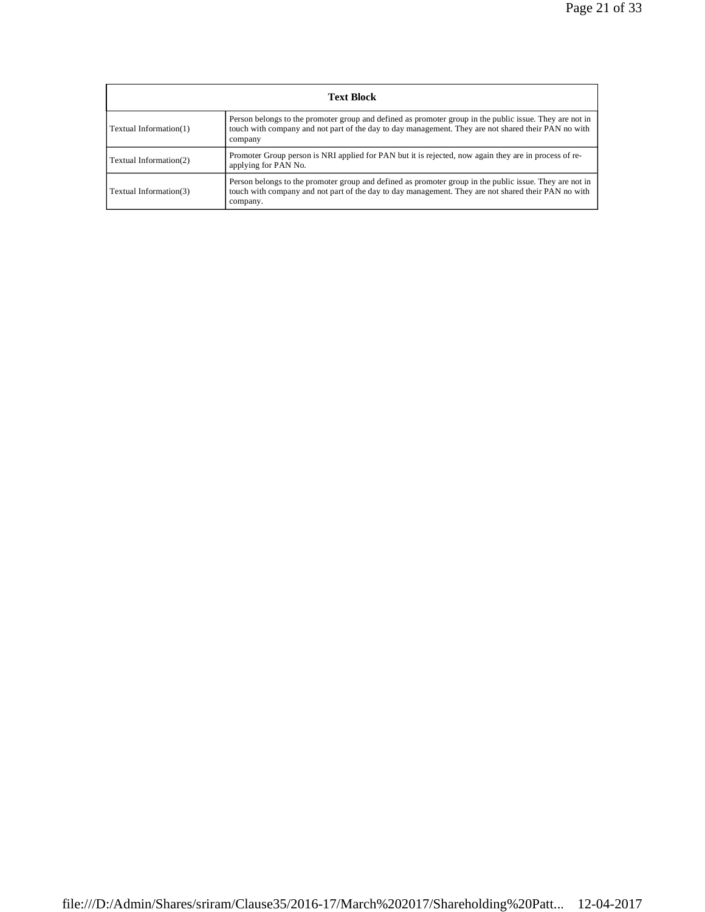| Text Block | |
|---|---|
| Textual Information(1) | Person belongs to the promoter group and defined as promoter group in the public issue. They are not in touch with company and not part of the day to day management. They are not shared their PAN no with company |
| Textual Information(2) | Promoter Group person is NRI applied for PAN but it is rejected, now again they are in process of re-applying for PAN No. |
| Textual Information(3) | Person belongs to the promoter group and defined as promoter group in the public issue. They are not in touch with company and not part of the day to day management. They are not shared their PAN no with company. |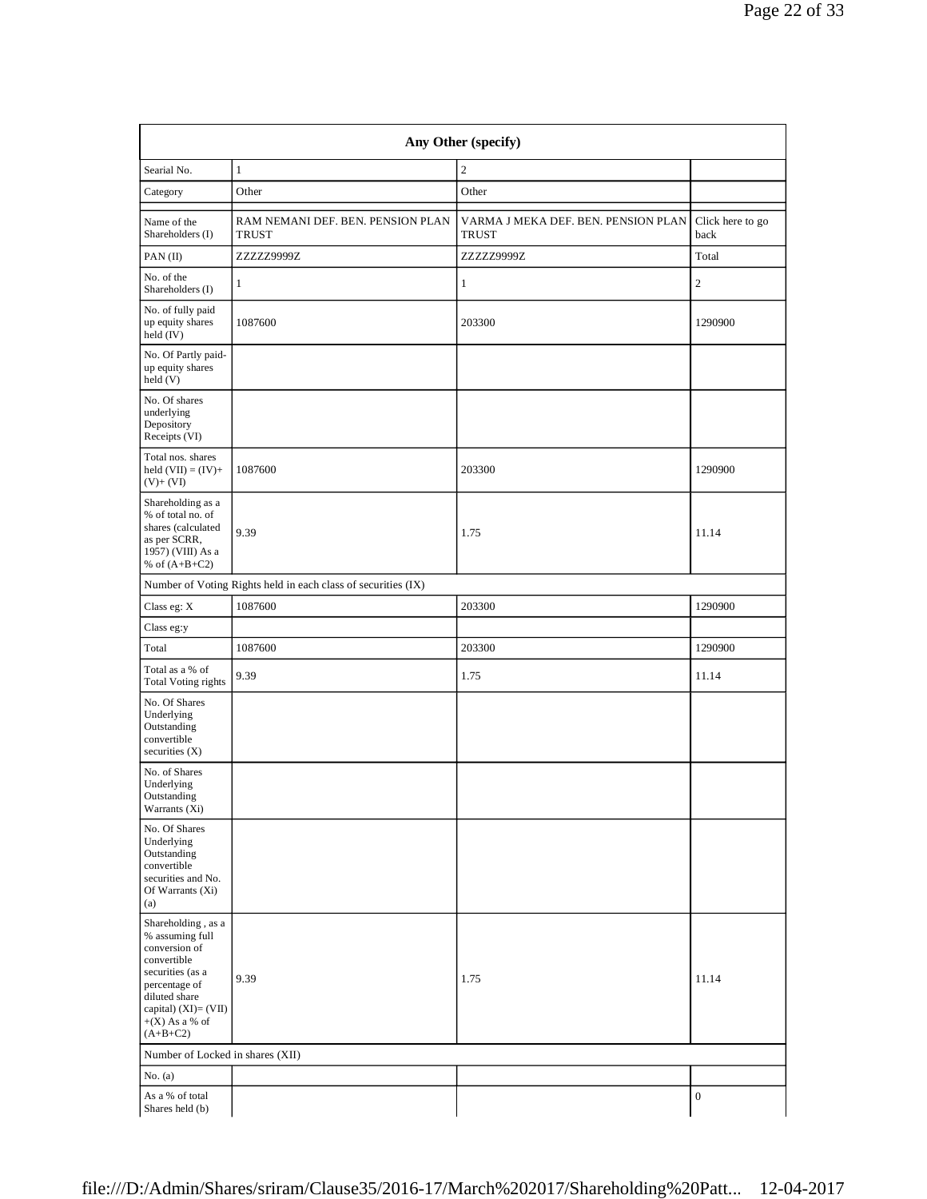| Any Other (specify) | | | |
|---|---|---|---|
| Searial No. | 1 | 2 | |
| Category | Other | Other | |
| Name of the Shareholders (I) | RAM NEMANI DEF. BEN. PENSION PLAN TRUST | VARMA J MEKA DEF. BEN. PENSION PLAN TRUST | Click here to go back |
| PAN (II) | ZZZZZ9999Z | ZZZZZ9999Z | Total |
| No. of the Shareholders (I) | 1 | 1 | 2 |
| No. of fully paid up equity shares held (IV) | 1087600 | 203300 | 1290900 |
| No. Of Partly paid-up equity shares held (V) | | | |
| No. Of shares underlying Depository Receipts (VI) | | | |
| Total nos. shares held (VII) = (IV)+(V)+ (VI) | 1087600 | 203300 | 1290900 |
| Shareholding as a % of total no. of shares (calculated as per SCRR, 1957) (VIII) As a % of (A+B+C2) | 9.39 | 1.75 | 11.14 |
| Number of Voting Rights held in each class of securities (IX) | | | |
| Class eg: X | 1087600 | 203300 | 1290900 |
| Class eg:y | | | |
| Total | 1087600 | 203300 | 1290900 |
| Total as a % of Total Voting rights | 9.39 | 1.75 | 11.14 |
| No. Of Shares Underlying Outstanding convertible securities (X) | | | |
| No. of Shares Underlying Outstanding Warrants (Xi) | | | |
| No. Of Shares Underlying Outstanding convertible securities and No. Of Warrants (Xi) (a) | | | |
| Shareholding , as a % assuming full conversion of convertible securities (as a percentage of diluted share capital) (XI)= (VII)+(X) As a % of (A+B+C2) | 9.39 | 1.75 | 11.14 |
| Number of Locked in shares (XII) | | | |
| No. (a) | | | |
| As a % of total Shares held (b) | | | 0 |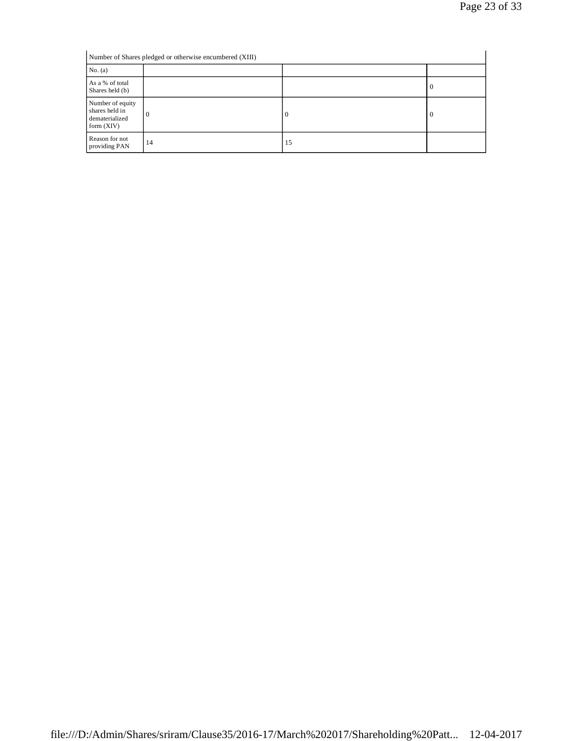| Number of Shares pledged or otherwise encumbered (XIII) | | | |
|---|---|---|---|
| No. (a) | | | |
| As a % of total Shares held (b) | | | 0 |
| Number of equity shares held in dematerialized form (XIV) | 0 | 0 | 0 |
| Reason for not providing PAN | 14 | 15 | |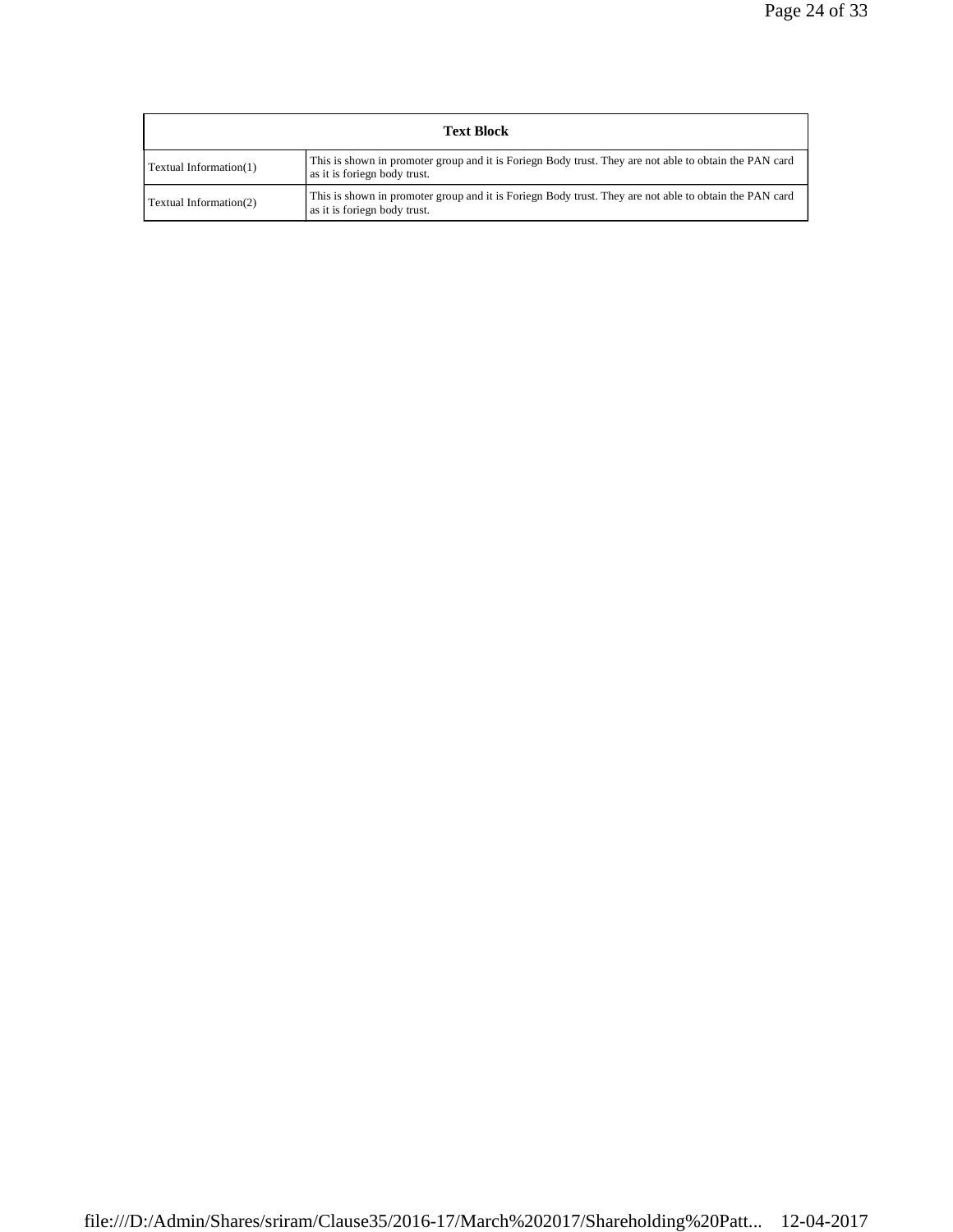| Text Block | |
|---|---|
| Textual Information(1) | This is shown in promoter group and it is Foriegn Body trust. They are not able to obtain the PAN card as it is foriegn body trust. |
| Textual Information(2) | This is shown in promoter group and it is Foriegn Body trust. They are not able to obtain the PAN card as it is foriegn body trust. |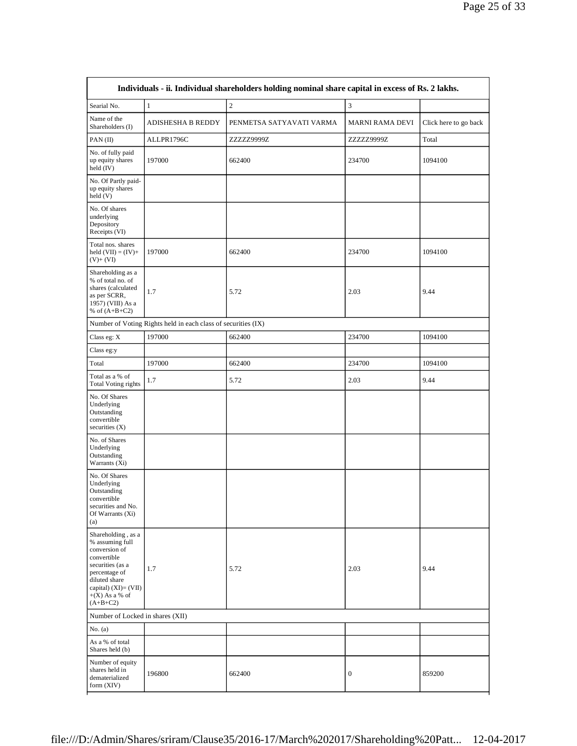| Individuals - ii. Individual shareholders holding nominal share capital in excess of Rs. 2 lakhs. | | | | |
|---|---|---|---|---|
| Searial No. | 1 | 2 | 3 | |
| Name of the Shareholders (I) | ADISHESHA B REDDY | PENMETSA SATYAVATI VARMA | MARNI RAMA DEVI | Click here to go back |
| PAN (II) | ALLPR1796C | ZZZZZ9999Z | ZZZZZ9999Z | Total |
| No. of fully paid up equity shares held (IV) | 197000 | 662400 | 234700 | 1094100 |
| No. Of Partly paid-up equity shares held (V) | | | | |
| No. Of shares underlying Depository Receipts (VI) | | | | |
| Total nos. shares held (VII) = (IV)+(V)+ (VI) | 197000 | 662400 | 234700 | 1094100 |
| Shareholding as a % of total no. of shares (calculated as per SCRR, 1957) (VIII) As a % of (A+B+C2) | 1.7 | 5.72 | 2.03 | 9.44 |
| Number of Voting Rights held in each class of securities (IX) | | | | |
| Class eg: X | 197000 | 662400 | 234700 | 1094100 |
| Class eg:y | | | | |
| Total | 197000 | 662400 | 234700 | 1094100 |
| Total as a % of Total Voting rights | 1.7 | 5.72 | 2.03 | 9.44 |
| No. Of Shares Underlying Outstanding convertible securities (X) | | | | |
| No. of Shares Underlying Outstanding Warrants (Xi) | | | | |
| No. Of Shares Underlying Outstanding convertible securities and No. Of Warrants (Xi) (a) | | | | |
| Shareholding , as a % assuming full conversion of convertible securities (as a percentage of diluted share capital) (XI)= (VII)+(X) As a % of (A+B+C2) | 1.7 | 5.72 | 2.03 | 9.44 |
| Number of Locked in shares (XII) | | | | |
| No. (a) | | | | |
| As a % of total Shares held (b) | | | | |
| Number of equity shares held in dematerialized form (XIV) | 196800 | 662400 | 0 | 859200 |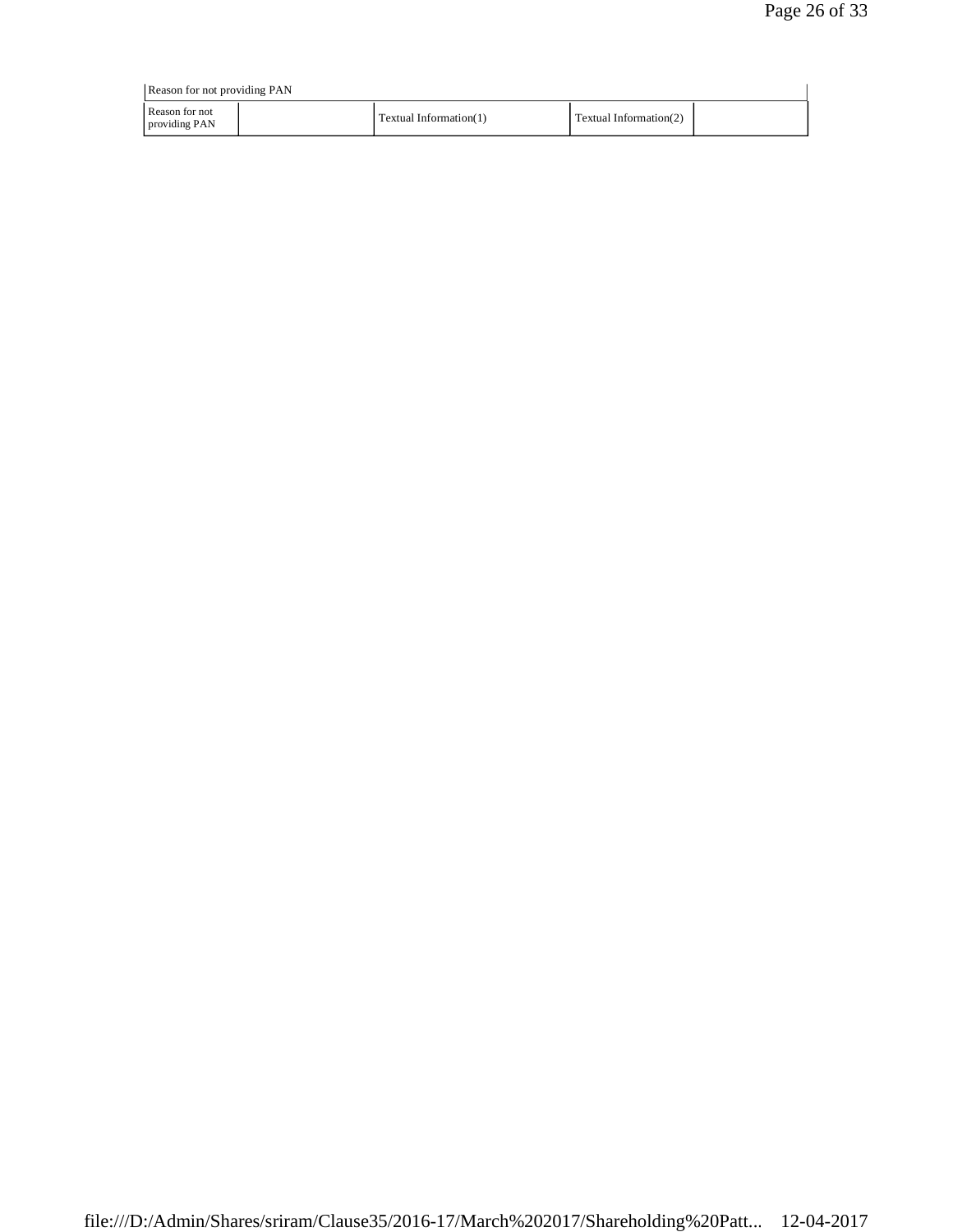| Reason for not providing PAN | | | | |
|---|---|---|---|---|
| Reason for not providing PAN | | Textual Information(1) | Textual Information(2) | |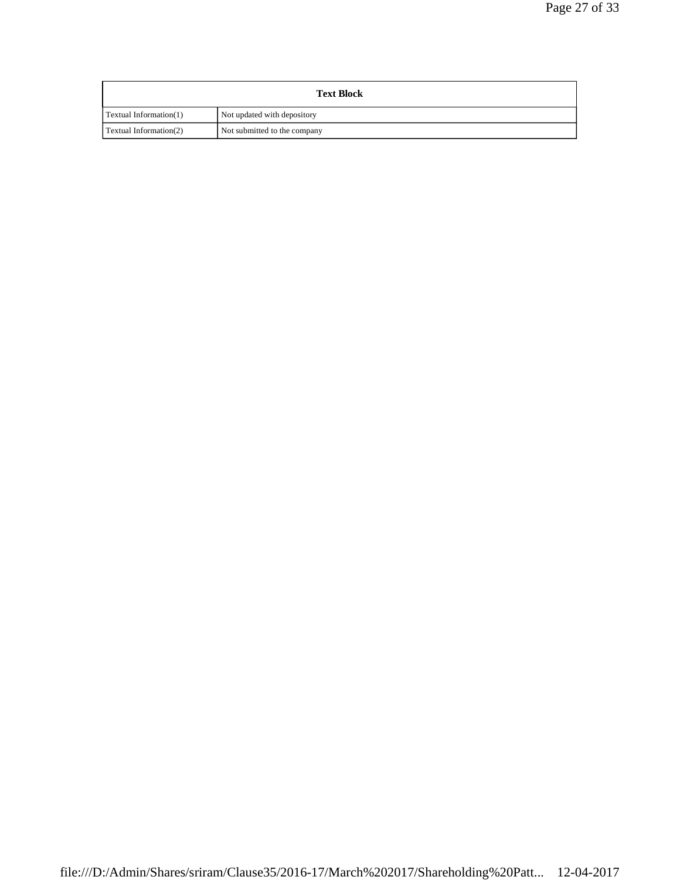| Text Block | |
|---|---|
| Textual Information(1) | Not updated with depository |
| Textual Information(2) | Not submitted to the company |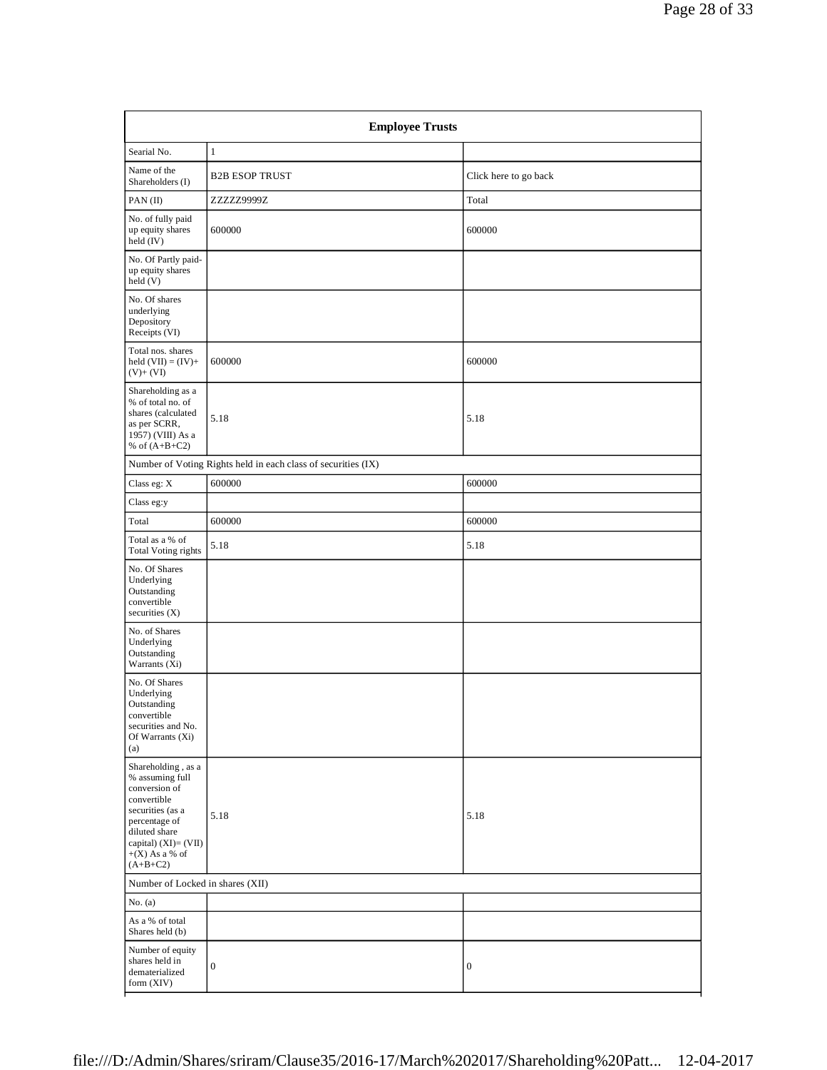| Employee Trusts | | |
|---|---|---|
| Searial No. | 1 | |
| Name of the Shareholders (I) | B2B ESOP TRUST | Click here to go back |
| PAN (II) | ZZZZZ9999Z | Total |
| No. of fully paid up equity shares held (IV) | 600000 | 600000 |
| No. Of Partly paid-up equity shares held (V) | | |
| No. Of shares underlying Depository Receipts (VI) | | |
| Total nos. shares held (VII) = (IV)+ (V)+ (VI) | 600000 | 600000 |
| Shareholding as a % of total no. of shares (calculated as per SCRR, 1957) (VIII) As a % of (A+B+C2) | 5.18 | 5.18 |
| Number of Voting Rights held in each class of securities (IX) | | |
| Class eg: X | 600000 | 600000 |
| Class eg:y | | |
| Total | 600000 | 600000 |
| Total as a % of Total Voting rights | 5.18 | 5.18 |
| No. Of Shares Underlying Outstanding convertible securities (X) | | |
| No. of Shares Underlying Outstanding Warrants (Xi) | | |
| No. Of Shares Underlying Outstanding convertible securities and No. Of Warrants (Xi) (a) | | |
| Shareholding , as a % assuming full conversion of convertible securities (as a percentage of diluted share capital) (XI)= (VII) +(X) As a % of (A+B+C2) | 5.18 | 5.18 |
| Number of Locked in shares (XII) | | |
| No. (a) | | |
| As a % of total Shares held (b) | | |
| Number of equity shares held in dematerialized form (XIV) | 0 | 0 |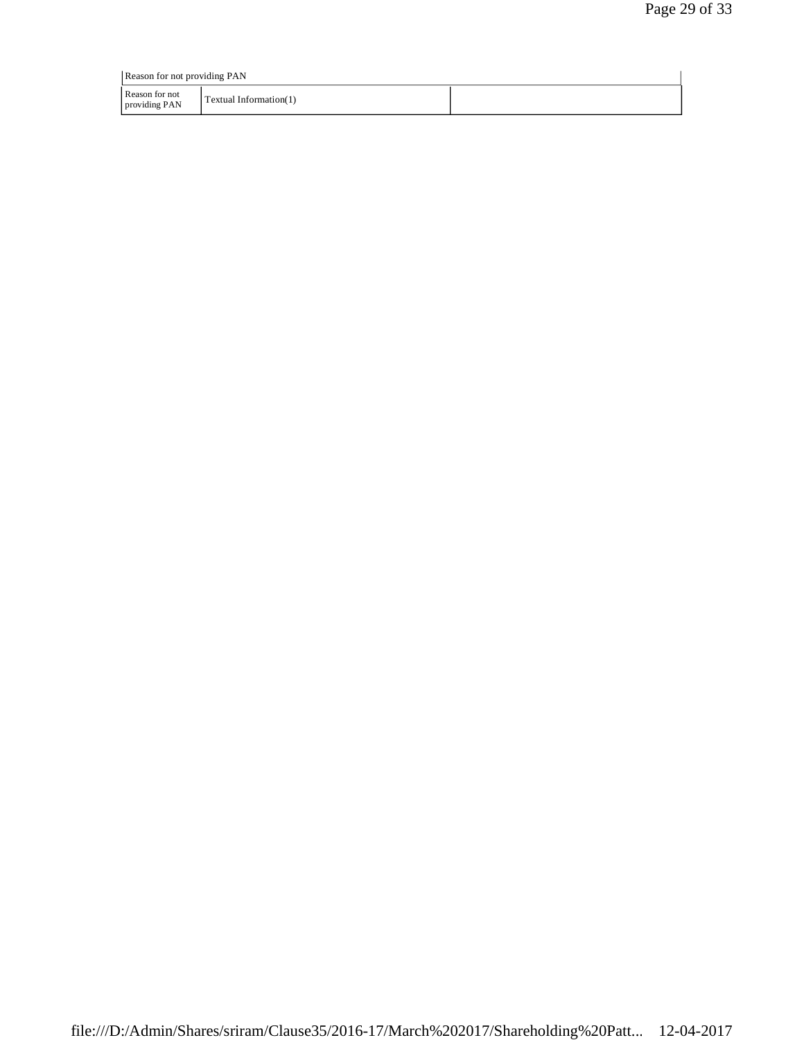| Reason for not providing PAN | | |
|---|---|---|
| Reason for not providing PAN | Textual Information(1) | |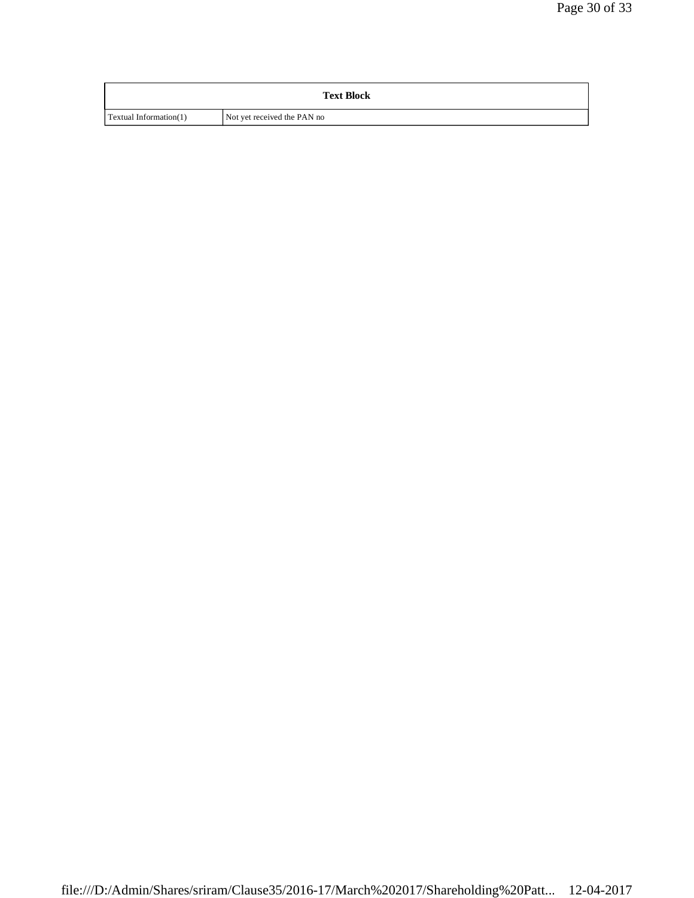| Text Block | |
|---|---|
| Textual Information(1) | Not yet received the PAN no |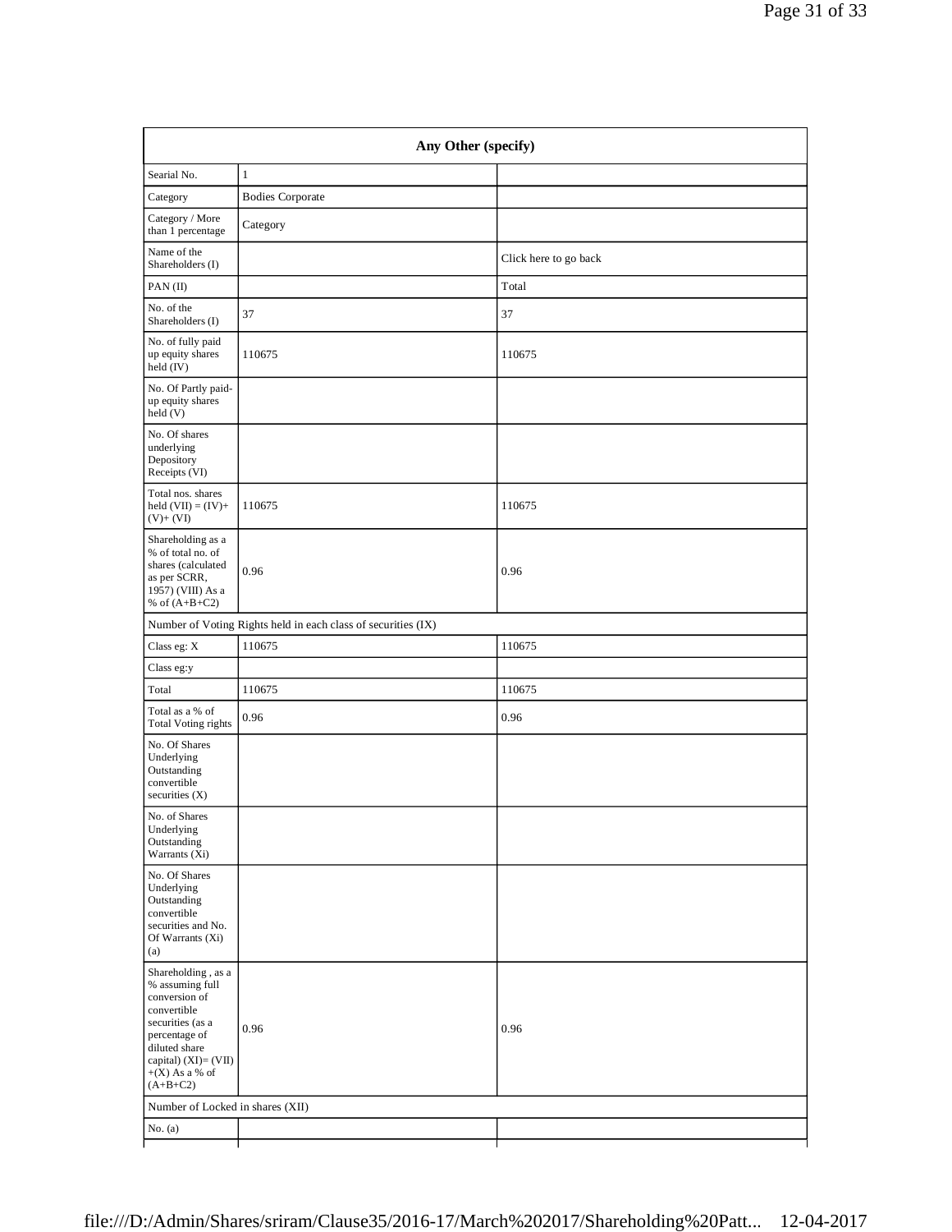| Any Other (specify) | | |
|---|---|---|
| Searial No. | 1 | |
| Category | Bodies Corporate | |
| Category / More than 1 percentage | Category | |
| Name of the Shareholders (I) | | Click here to go back |
| PAN (II) | | Total |
| No. of the Shareholders (I) | 37 | 37 |
| No. of fully paid up equity shares held (IV) | 110675 | 110675 |
| No. Of Partly paid-up equity shares held (V) | | |
| No. Of shares underlying Depository Receipts (VI) | | |
| Total nos. shares held (VII) = (IV)+ (V)+ (VI) | 110675 | 110675 |
| Shareholding as a % of total no. of shares (calculated as per SCRR, 1957) (VIII) As a % of (A+B+C2) | 0.96 | 0.96 |
| Number of Voting Rights held in each class of securities (IX) | | |
| Class eg: X | 110675 | 110675 |
| Class eg:y | | |
| Total | 110675 | 110675 |
| Total as a % of Total Voting rights | 0.96 | 0.96 |
| No. Of Shares Underlying Outstanding convertible securities (X) | | |
| No. of Shares Underlying Outstanding Warrants (Xi) | | |
| No. Of Shares Underlying Outstanding convertible securities and No. Of Warrants (Xi) (a) | | |
| Shareholding , as a % assuming full conversion of convertible securities (as a percentage of diluted share capital) (XI)= (VII) +(X) As a % of (A+B+C2) | 0.96 | 0.96 |
| Number of Locked in shares (XII) | | |
| No. (a) | | |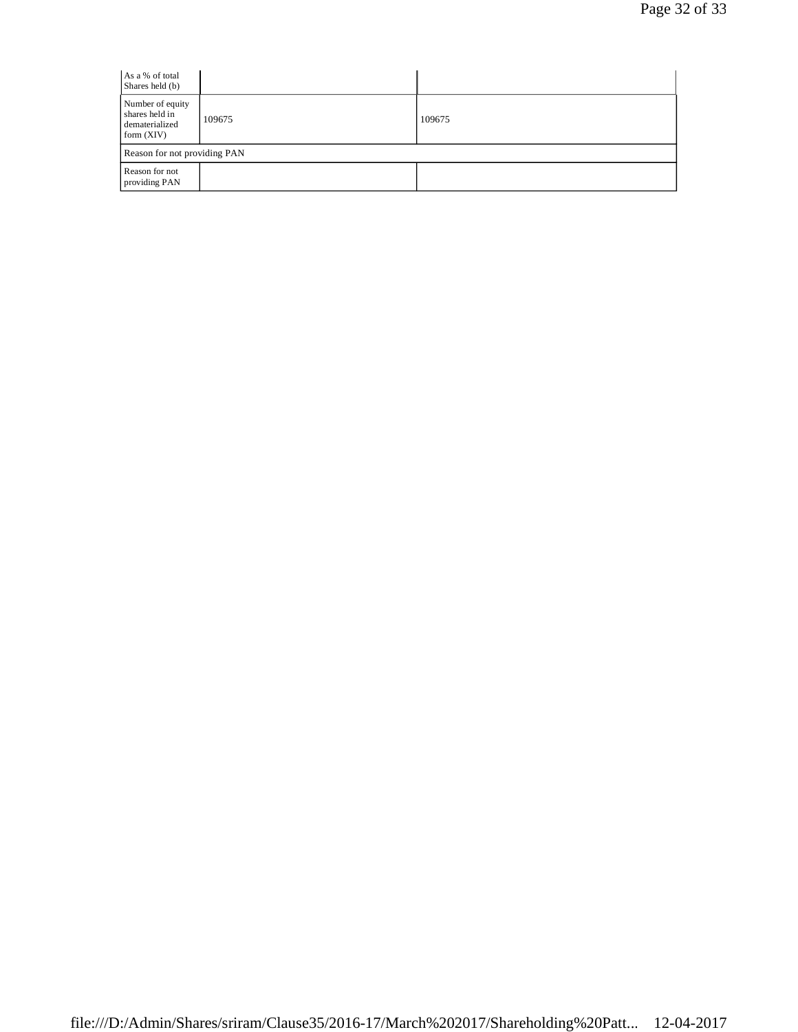| As a % of total Shares held (b) | | |
|---|---|---|
| Number of equity shares held in dematerialized form (XIV) | 109675 | 109675 |
| Reason for not providing PAN | | |
| Reason for not providing PAN | | |